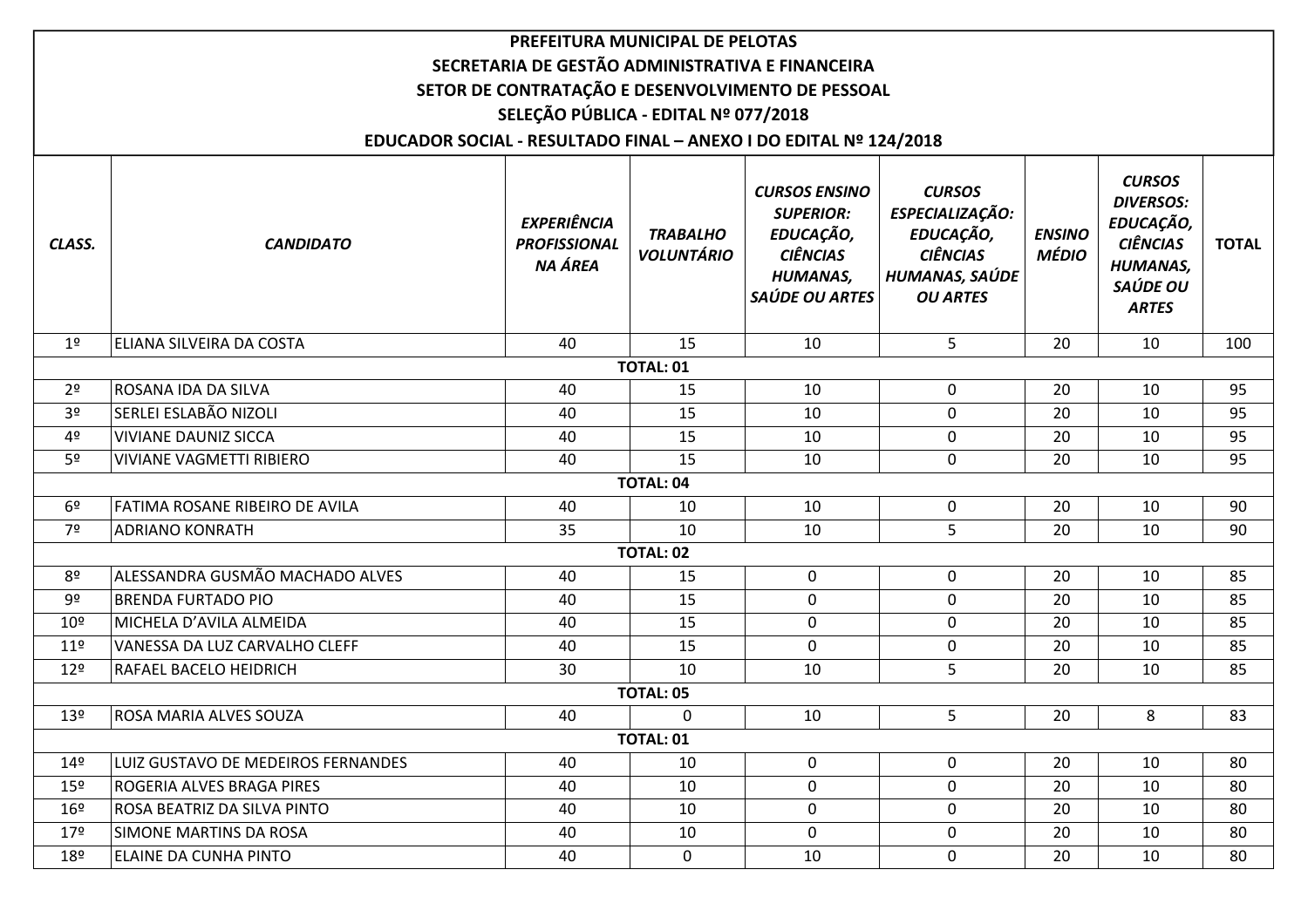# PREFEITURA MUNICIPAL DE PELOTAS

## SECRETARIA DE GESTÃO ADMINISTRATIVA E FINANCEIRA

## SETOR DE CONTRATAÇÃO E DESENVOLVIMENTO DE PESSOAL

## SELEÇÃO PÚBLICA - EDITAL Nº 077/2018

## EDUCADOR SOCIAL - RESULTADO FINAL – ANEXO I DO EDITAL Nº 124/2018

| *CLASS.* | *CANDIDATO* | *EXPERIÊNCIA PROFISSIONAL NA ÁREA* | *TRABALHO VOLUNTÁRIO* | *CURSOS ENSINO SUPERIOR: EDUCAÇÃO, CIÊNCIAS HUMANAS, SAÚDE OU ARTES* | *CURSOS ESPECIALIZAÇÃO: EDUCAÇÃO, CIÊNCIAS HUMANAS, SAÚDE OU ARTES* | *ENSINO MÉDIO* | *CURSOS DIVERSOS: EDUCAÇÃO, CIÊNCIAS HUMANAS, SAÚDE OU ARTES* | *TOTAL* |
|---|---|---|---|---|---|---|---|---|
| 1º | ELIANA SILVEIRA DA COSTA | 40 | 15 | 10 | 5 | 20 | 10 | 100 |
| | | | **TOTAL: 01** | | | | | |
| 2º | ROSANA IDA DA SILVA | 40 | 15 | 10 | 0 | 20 | 10 | 95 |
| 3º | SERLEI ESLABÃO NIZOLI | 40 | 15 | 10 | 0 | 20 | 10 | 95 |
| 4º | VIVIANE DAUNIZ SICCA | 40 | 15 | 10 | 0 | 20 | 10 | 95 |
| 5º | VIVIANE VAGMETTI RIBIERO | 40 | 15 | 10 | 0 | 20 | 10 | 95 |
| | | | **TOTAL: 04** | | | | | |
| 6º | FATIMA ROSANE RIBEIRO DE AVILA | 40 | 10 | 10 | 0 | 20 | 10 | 90 |
| 7º | ADRIANO KONRATH | 35 | 10 | 10 | 5 | 20 | 10 | 90 |
| | | | **TOTAL: 02** | | | | | |
| 8º | ALESSANDRA GUSMÃO MACHADO ALVES | 40 | 15 | 0 | 0 | 20 | 10 | 85 |
| 9º | BRENDA FURTADO PIO | 40 | 15 | 0 | 0 | 20 | 10 | 85 |
| 10º | MICHELA D'AVILA ALMEIDA | 40 | 15 | 0 | 0 | 20 | 10 | 85 |
| 11º | VANESSA DA LUZ CARVALHO CLEFF | 40 | 15 | 0 | 0 | 20 | 10 | 85 |
| 12º | RAFAEL BACELO HEIDRICH | 30 | 10 | 10 | 5 | 20 | 10 | 85 |
| | | | **TOTAL: 05** | | | | | |
| 13º | ROSA MARIA ALVES SOUZA | 40 | 0 | 10 | 5 | 20 | 8 | 83 |
| | | | **TOTAL: 01** | | | | | |
| 14º | LUIZ GUSTAVO DE MEDEIROS FERNANDES | 40 | 10 | 0 | 0 | 20 | 10 | 80 |
| 15º | ROGERIA ALVES BRAGA PIRES | 40 | 10 | 0 | 0 | 20 | 10 | 80 |
| 16º | ROSA BEATRIZ DA SILVA PINTO | 40 | 10 | 0 | 0 | 20 | 10 | 80 |
| 17º | SIMONE MARTINS DA ROSA | 40 | 10 | 0 | 0 | 20 | 10 | 80 |
| 18º | ELAINE DA CUNHA PINTO | 40 | 0 | 10 | 0 | 20 | 10 | 80 |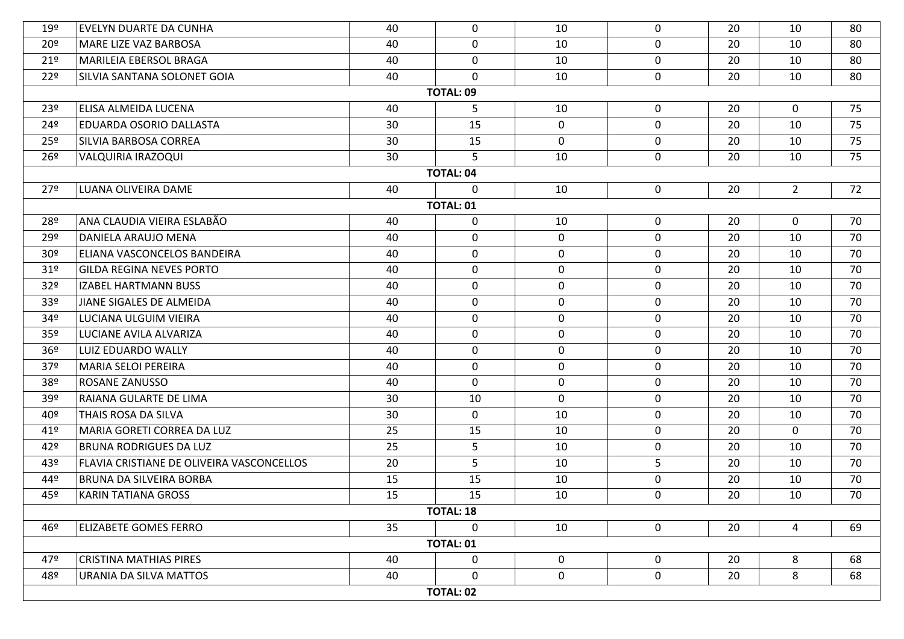| | | | | | | | | |
|---|---|---|---|---|---|---|---|---|
| 19º | EVELYN DUARTE DA CUNHA | 40 | 0 | 10 | 0 | 20 | 10 | 80 |
| 20º | MARE LIZE VAZ BARBOSA | 40 | 0 | 10 | 0 | 20 | 10 | 80 |
| 21º | MARILEIA EBERSOL BRAGA | 40 | 0 | 10 | 0 | 20 | 10 | 80 |
| 22º | SILVIA SANTANA SOLONET GOIA | 40 | 0 | 10 | 0 | 20 | 10 | 80 |
| | | | **TOTAL: 09** | | | | | |
| 23º | ELISA ALMEIDA LUCENA | 40 | 5 | 10 | 0 | 20 | 0 | 75 |
| 24º | EDUARDA OSORIO DALLASTA | 30 | 15 | 0 | 0 | 20 | 10 | 75 |
| 25º | SILVIA BARBOSA CORREA | 30 | 15 | 0 | 0 | 20 | 10 | 75 |
| 26º | VALQUIRIA IRAZOQUI | 30 | 5 | 10 | 0 | 20 | 10 | 75 |
| | | | **TOTAL: 04** | | | | | |
| 27º | LUANA OLIVEIRA DAME | 40 | 0 | 10 | 0 | 20 | 2 | 72 |
| | | | **TOTAL: 01** | | | | | |
| 28º | ANA CLAUDIA VIEIRA ESLABÃO | 40 | 0 | 10 | 0 | 20 | 0 | 70 |
| 29º | DANIELA ARAUJO MENA | 40 | 0 | 0 | 0 | 20 | 10 | 70 |
| 30º | ELIANA VASCONCELOS BANDEIRA | 40 | 0 | 0 | 0 | 20 | 10 | 70 |
| 31º | GILDA REGINA NEVES PORTO | 40 | 0 | 0 | 0 | 20 | 10 | 70 |
| 32º | IZABEL HARTMANN BUSS | 40 | 0 | 0 | 0 | 20 | 10 | 70 |
| 33º | JIANE SIGALES DE ALMEIDA | 40 | 0 | 0 | 0 | 20 | 10 | 70 |
| 34º | LUCIANA ULGUIM VIEIRA | 40 | 0 | 0 | 0 | 20 | 10 | 70 |
| 35º | LUCIANE AVILA ALVARIZA | 40 | 0 | 0 | 0 | 20 | 10 | 70 |
| 36º | LUIZ EDUARDO WALLY | 40 | 0 | 0 | 0 | 20 | 10 | 70 |
| 37º | MARIA SELOI PEREIRA | 40 | 0 | 0 | 0 | 20 | 10 | 70 |
| 38º | ROSANE ZANUSSO | 40 | 0 | 0 | 0 | 20 | 10 | 70 |
| 39º | RAIANA GULARTE DE LIMA | 30 | 10 | 0 | 0 | 20 | 10 | 70 |
| 40º | THAIS ROSA DA SILVA | 30 | 0 | 10 | 0 | 20 | 10 | 70 |
| 41º | MARIA GORETI CORREA DA LUZ | 25 | 15 | 10 | 0 | 20 | 0 | 70 |
| 42º | BRUNA RODRIGUES DA LUZ | 25 | 5 | 10 | 0 | 20 | 10 | 70 |
| 43º | FLAVIA CRISTIANE DE OLIVEIRA VASCONCELLOS | 20 | 5 | 10 | 5 | 20 | 10 | 70 |
| 44º | BRUNA DA SILVEIRA BORBA | 15 | 15 | 10 | 0 | 20 | 10 | 70 |
| 45º | KARIN TATIANA GROSS | 15 | 15 | 10 | 0 | 20 | 10 | 70 |
| | | | **TOTAL: 18** | | | | | |
| 46º | ELIZABETE GOMES FERRO | 35 | 0 | 10 | 0 | 20 | 4 | 69 |
| | | | **TOTAL: 01** | | | | | |
| 47º | CRISTINA MATHIAS PIRES | 40 | 0 | 0 | 0 | 20 | 8 | 68 |
| 48º | URANIA DA SILVA MATTOS | 40 | 0 | 0 | 0 | 20 | 8 | 68 |
| | | | **TOTAL: 02** | | | | | |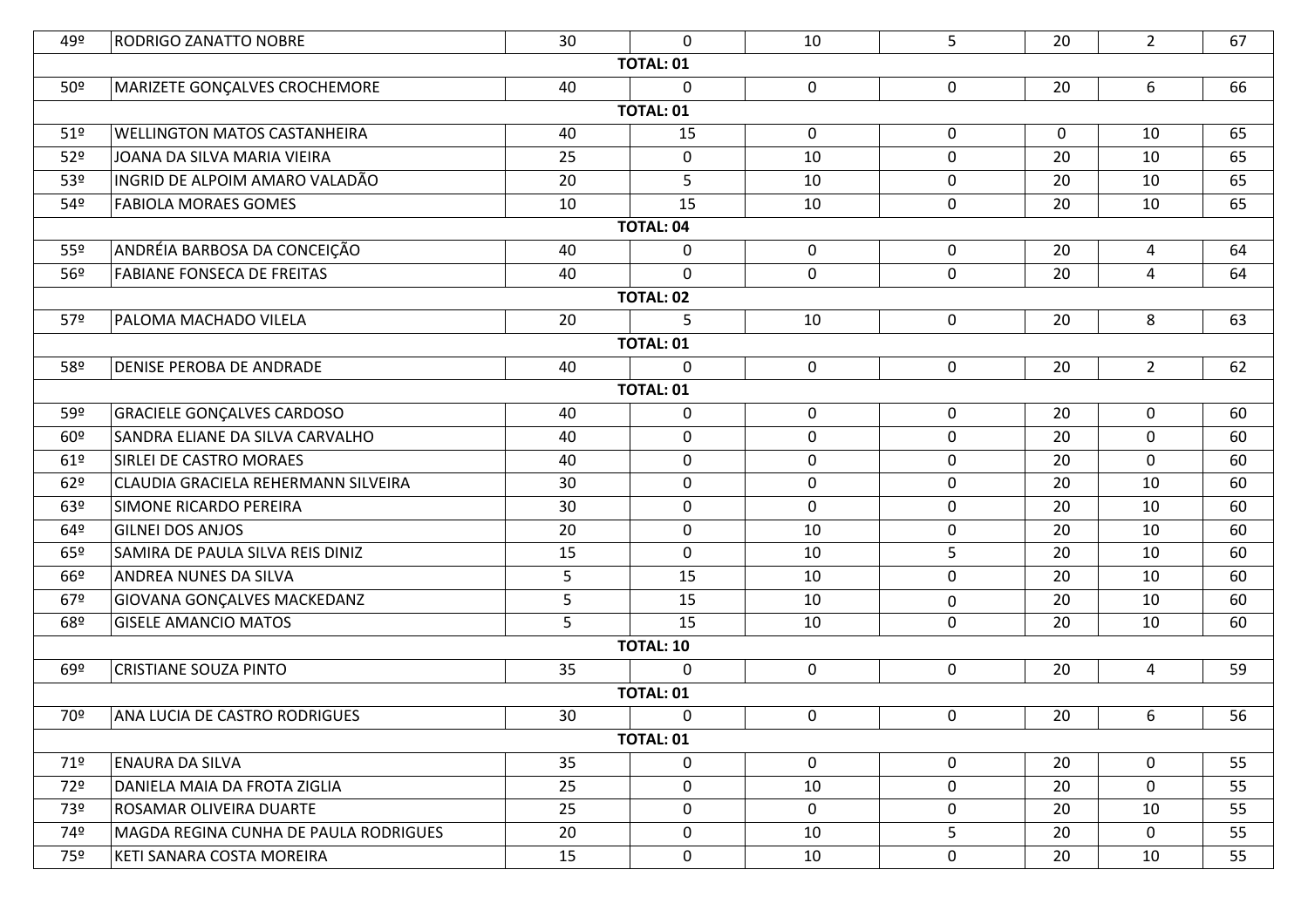| | | | | | | | | |
|---|---|---|---|---|---|---|---|---|
| 49º | RODRIGO ZANATTO NOBRE | 30 | 0 | 10 | 5 | 20 | 2 | 67 |
| | | | **TOTAL: 01** | | | | | |
| 50º | MARIZETE GONÇALVES CROCHEMORE | 40 | 0 | 0 | 0 | 20 | 6 | 66 |
| | | | **TOTAL: 01** | | | | | |
| 51º | WELLINGTON MATOS CASTANHEIRA | 40 | 15 | 0 | 0 | 0 | 10 | 65 |
| 52º | JOANA DA SILVA MARIA VIEIRA | 25 | 0 | 10 | 0 | 20 | 10 | 65 |
| 53º | INGRID DE ALPOIM AMARO VALADÃO | 20 | 5 | 10 | 0 | 20 | 10 | 65 |
| 54º | FABIOLA MORAES GOMES | 10 | 15 | 10 | 0 | 20 | 10 | 65 |
| | | | **TOTAL: 04** | | | | | |
| 55º | ANDRÉIA BARBOSA DA CONCEIÇÃO | 40 | 0 | 0 | 0 | 20 | 4 | 64 |
| 56º | FABIANE FONSECA DE FREITAS | 40 | 0 | 0 | 0 | 20 | 4 | 64 |
| | | | **TOTAL: 02** | | | | | |
| 57º | PALOMA MACHADO VILELA | 20 | 5 | 10 | 0 | 20 | 8 | 63 |
| | | | **TOTAL: 01** | | | | | |
| 58º | DENISE PEROBA DE ANDRADE | 40 | 0 | 0 | 0 | 20 | 2 | 62 |
| | | | **TOTAL: 01** | | | | | |
| 59º | GRACIELE GONÇALVES CARDOSO | 40 | 0 | 0 | 0 | 20 | 0 | 60 |
| 60º | SANDRA ELIANE DA SILVA CARVALHO | 40 | 0 | 0 | 0 | 20 | 0 | 60 |
| 61º | SIRLEI DE CASTRO MORAES | 40 | 0 | 0 | 0 | 20 | 0 | 60 |
| 62º | CLAUDIA GRACIELA REHERMANN SILVEIRA | 30 | 0 | 0 | 0 | 20 | 10 | 60 |
| 63º | SIMONE RICARDO PEREIRA | 30 | 0 | 0 | 0 | 20 | 10 | 60 |
| 64º | GILNEI DOS ANJOS | 20 | 0 | 10 | 0 | 20 | 10 | 60 |
| 65º | SAMIRA DE PAULA SILVA REIS DINIZ | 15 | 0 | 10 | 5 | 20 | 10 | 60 |
| 66º | ANDREA NUNES DA SILVA | 5 | 15 | 10 | 0 | 20 | 10 | 60 |
| 67º | GIOVANA GONÇALVES MACKEDANZ | 5 | 15 | 10 | 0 | 20 | 10 | 60 |
| 68º | GISELE AMANCIO MATOS | 5 | 15 | 10 | 0 | 20 | 10 | 60 |
| | | | **TOTAL: 10** | | | | | |
| 69º | CRISTIANE SOUZA PINTO | 35 | 0 | 0 | 0 | 20 | 4 | 59 |
| | | | **TOTAL: 01** | | | | | |
| 70º | ANA LUCIA DE CASTRO RODRIGUES | 30 | 0 | 0 | 0 | 20 | 6 | 56 |
| | | | **TOTAL: 01** | | | | | |
| 71º | ENAURA DA SILVA | 35 | 0 | 0 | 0 | 20 | 0 | 55 |
| 72º | DANIELA MAIA DA FROTA ZIGLIA | 25 | 0 | 10 | 0 | 20 | 0 | 55 |
| 73º | ROSAMAR OLIVEIRA DUARTE | 25 | 0 | 0 | 0 | 20 | 10 | 55 |
| 74º | MAGDA REGINA CUNHA DE PAULA RODRIGUES | 20 | 0 | 10 | 5 | 20 | 0 | 55 |
| 75º | KETI SANARA COSTA MOREIRA | 15 | 0 | 10 | 0 | 20 | 10 | 55 |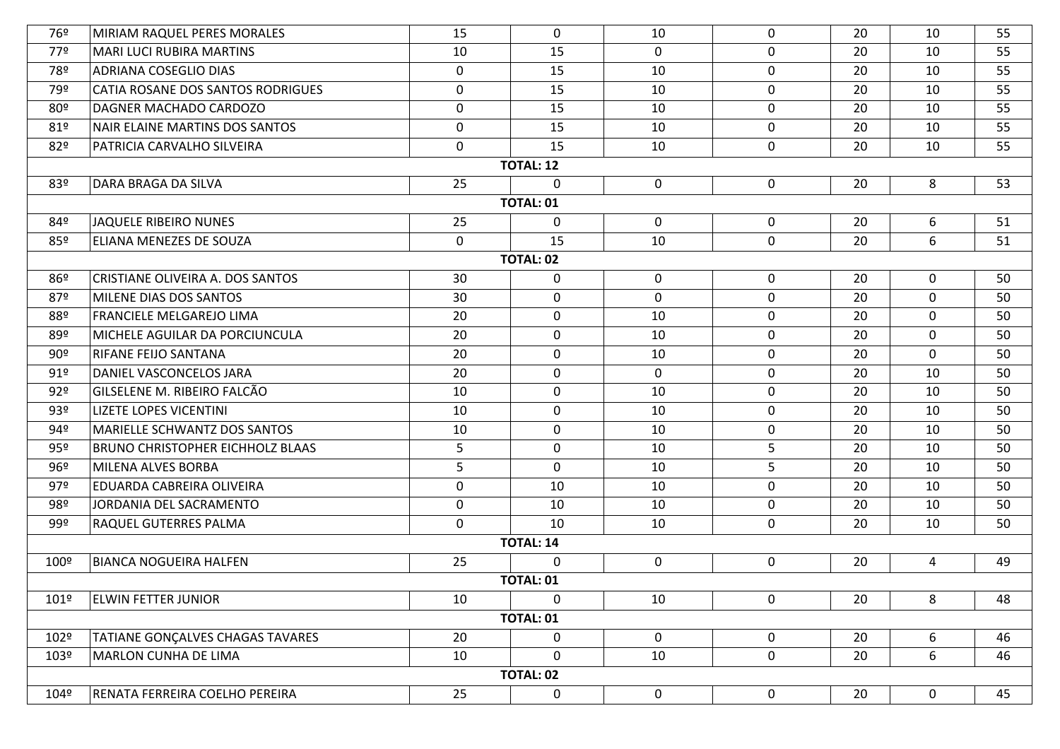| | | | | | | | | |
|---|---|---|---|---|---|---|---|---|
| 76º | MIRIAM RAQUEL PERES MORALES | 15 | 0 | 10 | 0 | 20 | 10 | 55 |
| 77º | MARI LUCI RUBIRA MARTINS | 10 | 15 | 0 | 0 | 20 | 10 | 55 |
| 78º | ADRIANA COSEGLIO DIAS | 0 | 15 | 10 | 0 | 20 | 10 | 55 |
| 79º | CATIA ROSANE DOS SANTOS RODRIGUES | 0 | 15 | 10 | 0 | 20 | 10 | 55 |
| 80º | DAGNER MACHADO CARDOZO | 0 | 15 | 10 | 0 | 20 | 10 | 55 |
| 81º | NAIR ELAINE MARTINS DOS SANTOS | 0 | 15 | 10 | 0 | 20 | 10 | 55 |
| 82º | PATRICIA CARVALHO SILVEIRA | 0 | 15 | 10 | 0 | 20 | 10 | 55 |
| | | | **TOTAL: 12** | | | | | |
| 83º | DARA BRAGA DA SILVA | 25 | 0 | 0 | 0 | 20 | 8 | 53 |
| | | | **TOTAL: 01** | | | | | |
| 84º | JAQUELE RIBEIRO NUNES | 25 | 0 | 0 | 0 | 20 | 6 | 51 |
| 85º | ELIANA MENEZES DE SOUZA | 0 | 15 | 10 | 0 | 20 | 6 | 51 |
| | | | **TOTAL: 02** | | | | | |
| 86º | CRISTIANE OLIVEIRA A. DOS SANTOS | 30 | 0 | 0 | 0 | 20 | 0 | 50 |
| 87º | MILENE DIAS DOS SANTOS | 30 | 0 | 0 | 0 | 20 | 0 | 50 |
| 88º | FRANCIELE MELGAREJO LIMA | 20 | 0 | 10 | 0 | 20 | 0 | 50 |
| 89º | MICHELE AGUILAR DA PORCIUNCULA | 20 | 0 | 10 | 0 | 20 | 0 | 50 |
| 90º | RIFANE FEIJO SANTANA | 20 | 0 | 10 | 0 | 20 | 0 | 50 |
| 91º | DANIEL VASCONCELOS JARA | 20 | 0 | 0 | 0 | 20 | 10 | 50 |
| 92º | GILSELENE M. RIBEIRO FALCÃO | 10 | 0 | 10 | 0 | 20 | 10 | 50 |
| 93º | LIZETE LOPES VICENTINI | 10 | 0 | 10 | 0 | 20 | 10 | 50 |
| 94º | MARIELLE SCHWANTZ DOS SANTOS | 10 | 0 | 10 | 0 | 20 | 10 | 50 |
| 95º | BRUNO CHRISTOPHER EICHHOLZ BLAAS | 5 | 0 | 10 | 5 | 20 | 10 | 50 |
| 96º | MILENA ALVES BORBA | 5 | 0 | 10 | 5 | 20 | 10 | 50 |
| 97º | EDUARDA CABREIRA OLIVEIRA | 0 | 10 | 10 | 0 | 20 | 10 | 50 |
| 98º | JORDANIA DEL SACRAMENTO | 0 | 10 | 10 | 0 | 20 | 10 | 50 |
| 99º | RAQUEL GUTERRES PALMA | 0 | 10 | 10 | 0 | 20 | 10 | 50 |
| | | | **TOTAL: 14** | | | | | |
| 100º | BIANCA NOGUEIRA HALFEN | 25 | 0 | 0 | 0 | 20 | 4 | 49 |
| | | | **TOTAL: 01** | | | | | |
| 101º | ELWIN FETTER JUNIOR | 10 | 0 | 10 | 0 | 20 | 8 | 48 |
| | | | **TOTAL: 01** | | | | | |
| 102º | TATIANE GONÇALVES CHAGAS TAVARES | 20 | 0 | 0 | 0 | 20 | 6 | 46 |
| 103º | MARLON CUNHA DE LIMA | 10 | 0 | 10 | 0 | 20 | 6 | 46 |
| | | | **TOTAL: 02** | | | | | |
| 104º | RENATA FERREIRA COELHO PEREIRA | 25 | 0 | 0 | 0 | 20 | 0 | 45 |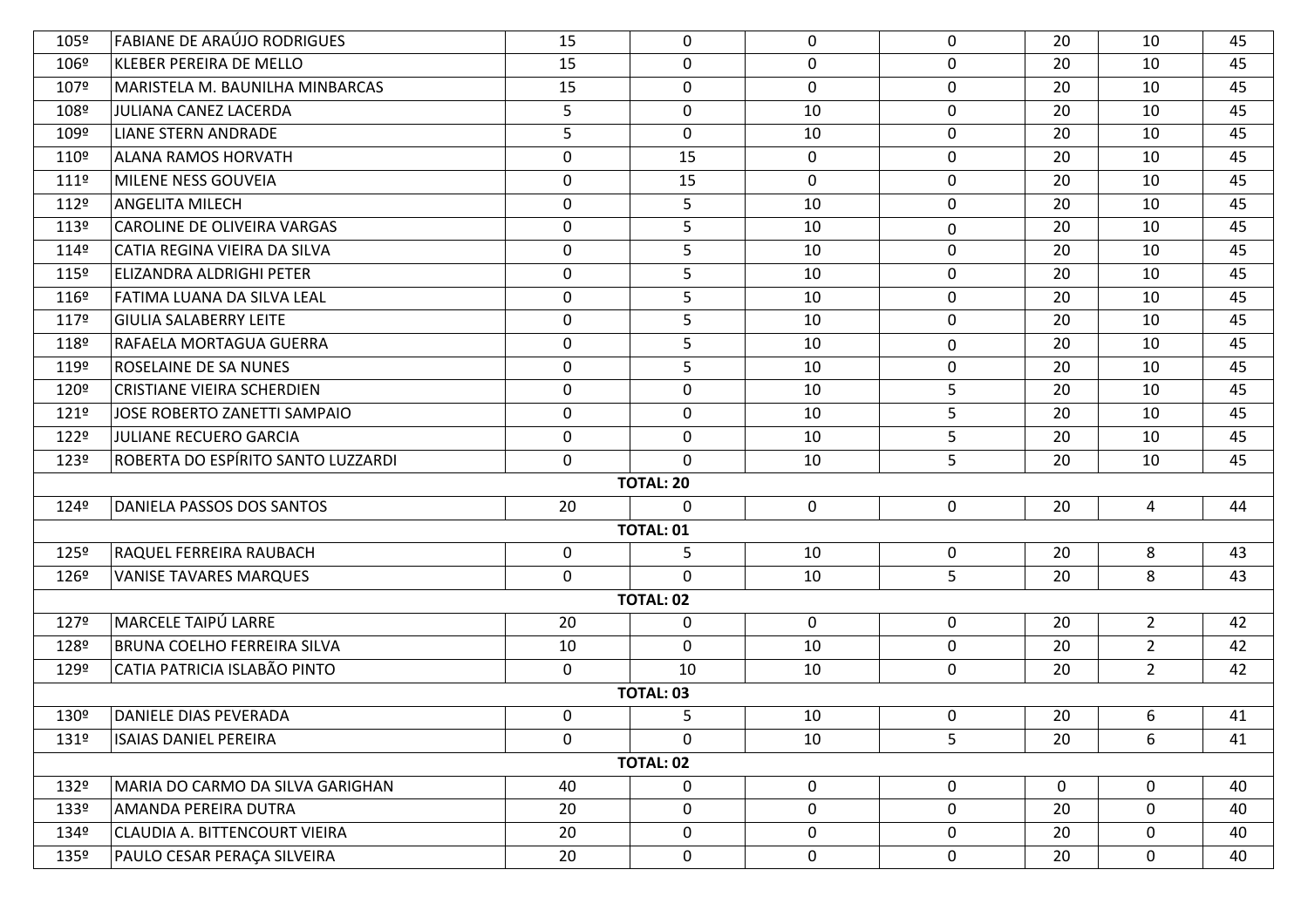| | | | | | | | | |
|---|---|---|---|---|---|---|---|---|
| 105º | FABIANE DE ARAÚJO RODRIGUES | 15 | 0 | 0 | 0 | 20 | 10 | 45 |
| 106º | KLEBER PEREIRA DE MELLO | 15 | 0 | 0 | 0 | 20 | 10 | 45 |
| 107º | MARISTELA M. BAUNILHA MINBARCAS | 15 | 0 | 0 | 0 | 20 | 10 | 45 |
| 108º | JULIANA CANEZ LACERDA | 5 | 0 | 10 | 0 | 20 | 10 | 45 |
| 109º | LIANE STERN ANDRADE | 5 | 0 | 10 | 0 | 20 | 10 | 45 |
| 110º | ALANA RAMOS HORVATH | 0 | 15 | 0 | 0 | 20 | 10 | 45 |
| 111º | MILENE NESS GOUVEIA | 0 | 15 | 0 | 0 | 20 | 10 | 45 |
| 112º | ANGELITA MILECH | 0 | 5 | 10 | 0 | 20 | 10 | 45 |
| 113º | CAROLINE DE OLIVEIRA VARGAS | 0 | 5 | 10 | 0 | 20 | 10 | 45 |
| 114º | CATIA REGINA VIEIRA DA SILVA | 0 | 5 | 10 | 0 | 20 | 10 | 45 |
| 115º | ELIZANDRA ALDRIGHI PETER | 0 | 5 | 10 | 0 | 20 | 10 | 45 |
| 116º | FATIMA LUANA DA SILVA LEAL | 0 | 5 | 10 | 0 | 20 | 10 | 45 |
| 117º | GIULIA SALABERRY LEITE | 0 | 5 | 10 | 0 | 20 | 10 | 45 |
| 118º | RAFAELA MORTAGUA GUERRA | 0 | 5 | 10 | 0 | 20 | 10 | 45 |
| 119º | ROSELAINE DE SA NUNES | 0 | 5 | 10 | 0 | 20 | 10 | 45 |
| 120º | CRISTIANE VIEIRA SCHERDIEN | 0 | 0 | 10 | 5 | 20 | 10 | 45 |
| 121º | JOSE ROBERTO ZANETTI SAMPAIO | 0 | 0 | 10 | 5 | 20 | 10 | 45 |
| 122º | JULIANE RECUERO GARCIA | 0 | 0 | 10 | 5 | 20 | 10 | 45 |
| 123º | ROBERTA DO ESPÍRITO SANTO LUZZARDI | 0 | 0 | 10 | 5 | 20 | 10 | 45 |
| | | | **TOTAL: 20** | | | | | |
| 124º | DANIELA PASSOS DOS SANTOS | 20 | 0 | 0 | 0 | 20 | 4 | 44 |
| | | | **TOTAL: 01** | | | | | |
| 125º | RAQUEL FERREIRA RAUBACH | 0 | 5 | 10 | 0 | 20 | 8 | 43 |
| 126º | VANISE TAVARES MARQUES | 0 | 0 | 10 | 5 | 20 | 8 | 43 |
| | | | **TOTAL: 02** | | | | | |
| 127º | MARCELE TAIPÚ LARRE | 20 | 0 | 0 | 0 | 20 | 2 | 42 |
| 128º | BRUNA COELHO FERREIRA SILVA | 10 | 0 | 10 | 0 | 20 | 2 | 42 |
| 129º | CATIA PATRICIA ISLABÃO PINTO | 0 | 10 | 10 | 0 | 20 | 2 | 42 |
| | | | **TOTAL: 03** | | | | | |
| 130º | DANIELE DIAS PEVERADA | 0 | 5 | 10 | 0 | 20 | 6 | 41 |
| 131º | ISAIAS DANIEL PEREIRA | 0 | 0 | 10 | 5 | 20 | 6 | 41 |
| | | | **TOTAL: 02** | | | | | |
| 132º | MARIA DO CARMO DA SILVA GARIGHAN | 40 | 0 | 0 | 0 | 0 | 0 | 40 |
| 133º | AMANDA PEREIRA DUTRA | 20 | 0 | 0 | 0 | 20 | 0 | 40 |
| 134º | CLAUDIA A. BITTENCOURT VIEIRA | 20 | 0 | 0 | 0 | 20 | 0 | 40 |
| 135º | PAULO CESAR PERAÇA SILVEIRA | 20 | 0 | 0 | 0 | 20 | 0 | 40 |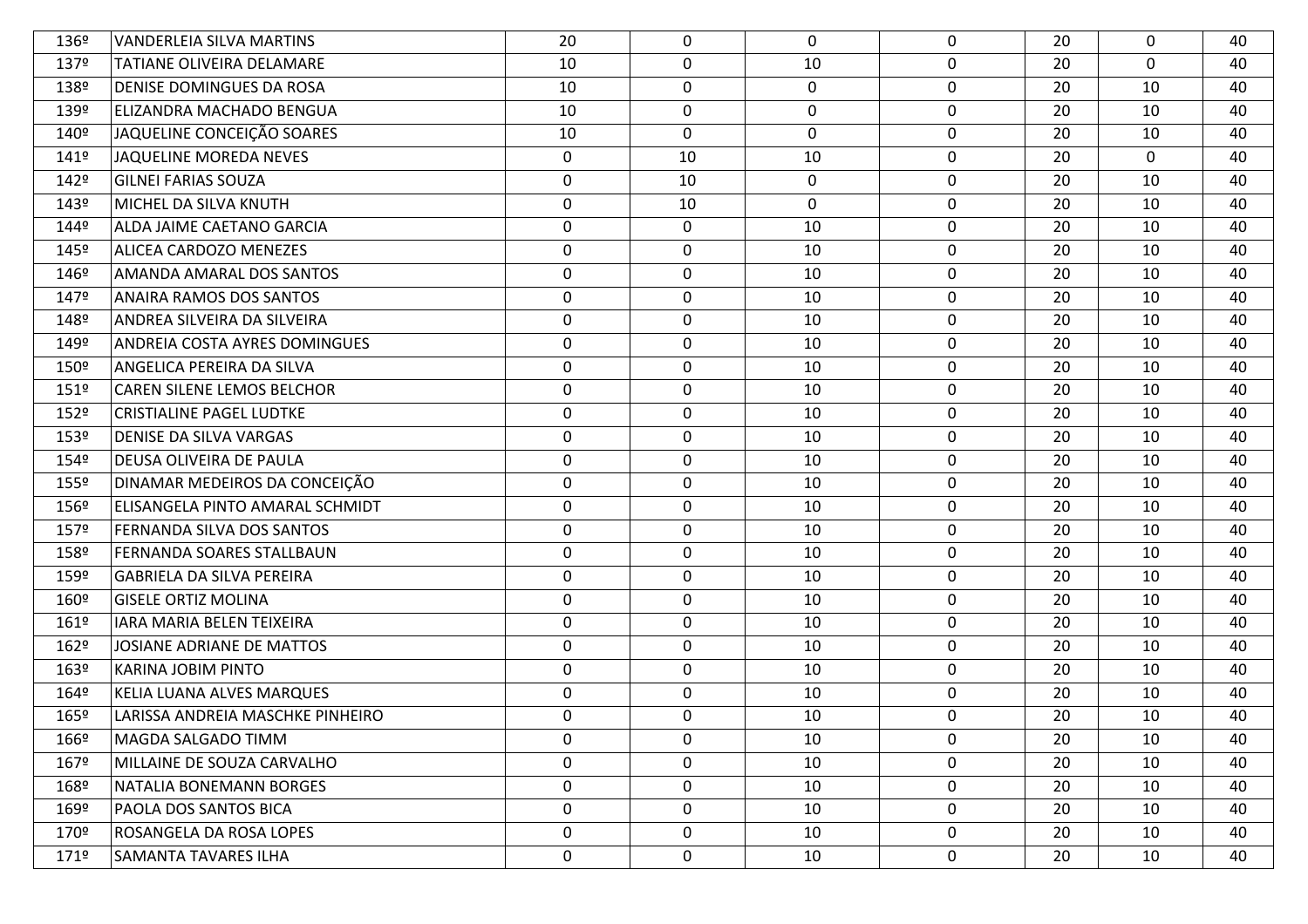| | | | | | | | | |
|---|---|---|---|---|---|---|---|---|
| 136º | VANDERLEIA SILVA MARTINS | 20 | 0 | 0 | 0 | 20 | 0 | 40 |
| 137º | TATIANE OLIVEIRA DELAMARE | 10 | 0 | 10 | 0 | 20 | 0 | 40 |
| 138º | DENISE DOMINGUES DA ROSA | 10 | 0 | 0 | 0 | 20 | 10 | 40 |
| 139º | ELIZANDRA MACHADO BENGUA | 10 | 0 | 0 | 0 | 20 | 10 | 40 |
| 140º | JAQUELINE CONCEIÇÃO SOARES | 10 | 0 | 0 | 0 | 20 | 10 | 40 |
| 141º | JAQUELINE MOREDA NEVES | 0 | 10 | 10 | 0 | 20 | 0 | 40 |
| 142º | GILNEI FARIAS SOUZA | 0 | 10 | 0 | 0 | 20 | 10 | 40 |
| 143º | MICHEL DA SILVA KNUTH | 0 | 10 | 0 | 0 | 20 | 10 | 40 |
| 144º | ALDA JAIME CAETANO GARCIA | 0 | 0 | 10 | 0 | 20 | 10 | 40 |
| 145º | ALICEA CARDOZO MENEZES | 0 | 0 | 10 | 0 | 20 | 10 | 40 |
| 146º | AMANDA AMARAL DOS SANTOS | 0 | 0 | 10 | 0 | 20 | 10 | 40 |
| 147º | ANAIRA RAMOS DOS SANTOS | 0 | 0 | 10 | 0 | 20 | 10 | 40 |
| 148º | ANDREA SILVEIRA DA SILVEIRA | 0 | 0 | 10 | 0 | 20 | 10 | 40 |
| 149º | ANDREIA COSTA AYRES DOMINGUES | 0 | 0 | 10 | 0 | 20 | 10 | 40 |
| 150º | ANGELICA PEREIRA DA SILVA | 0 | 0 | 10 | 0 | 20 | 10 | 40 |
| 151º | CAREN SILENE LEMOS BELCHOR | 0 | 0 | 10 | 0 | 20 | 10 | 40 |
| 152º | CRISTIALINE PAGEL LUDTKE | 0 | 0 | 10 | 0 | 20 | 10 | 40 |
| 153º | DENISE DA SILVA VARGAS | 0 | 0 | 10 | 0 | 20 | 10 | 40 |
| 154º | DEUSA OLIVEIRA DE PAULA | 0 | 0 | 10 | 0 | 20 | 10 | 40 |
| 155º | DINAMAR MEDEIROS DA CONCEIÇÃO | 0 | 0 | 10 | 0 | 20 | 10 | 40 |
| 156º | ELISANGELA PINTO AMARAL SCHMIDT | 0 | 0 | 10 | 0 | 20 | 10 | 40 |
| 157º | FERNANDA SILVA DOS SANTOS | 0 | 0 | 10 | 0 | 20 | 10 | 40 |
| 158º | FERNANDA SOARES STALLBAUN | 0 | 0 | 10 | 0 | 20 | 10 | 40 |
| 159º | GABRIELA DA SILVA PEREIRA | 0 | 0 | 10 | 0 | 20 | 10 | 40 |
| 160º | GISELE ORTIZ MOLINA | 0 | 0 | 10 | 0 | 20 | 10 | 40 |
| 161º | IARA MARIA BELEN TEIXEIRA | 0 | 0 | 10 | 0 | 20 | 10 | 40 |
| 162º | JOSIANE ADRIANE DE MATTOS | 0 | 0 | 10 | 0 | 20 | 10 | 40 |
| 163º | KARINA JOBIM PINTO | 0 | 0 | 10 | 0 | 20 | 10 | 40 |
| 164º | KELIA LUANA ALVES MARQUES | 0 | 0 | 10 | 0 | 20 | 10 | 40 |
| 165º | LARISSA ANDREIA MASCHKE PINHEIRO | 0 | 0 | 10 | 0 | 20 | 10 | 40 |
| 166º | MAGDA SALGADO TIMM | 0 | 0 | 10 | 0 | 20 | 10 | 40 |
| 167º | MILLAINE DE SOUZA CARVALHO | 0 | 0 | 10 | 0 | 20 | 10 | 40 |
| 168º | NATALIA BONEMANN BORGES | 0 | 0 | 10 | 0 | 20 | 10 | 40 |
| 169º | PAOLA DOS SANTOS BICA | 0 | 0 | 10 | 0 | 20 | 10 | 40 |
| 170º | ROSANGELA DA ROSA LOPES | 0 | 0 | 10 | 0 | 20 | 10 | 40 |
| 171º | SAMANTA TAVARES ILHA | 0 | 0 | 10 | 0 | 20 | 10 | 40 |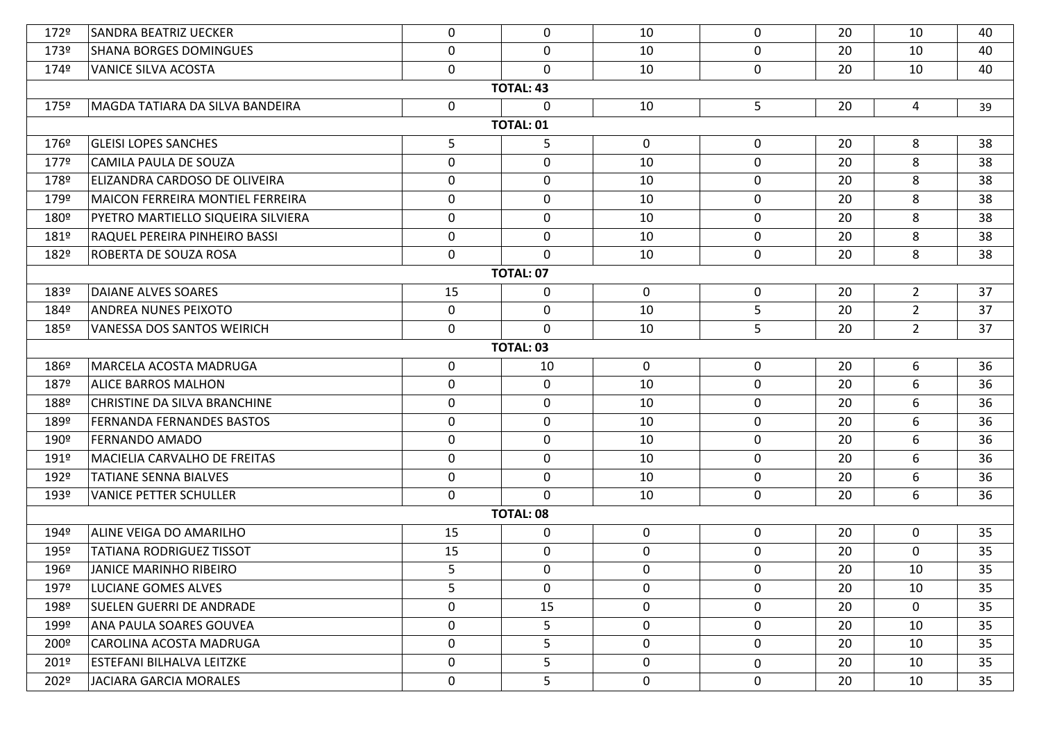| | | | | | | | | |
|---|---|---|---|---|---|---|---|---|
| 172º | SANDRA BEATRIZ UECKER | 0 | 0 | 10 | 0 | 20 | 10 | 40 |
| 173º | SHANA BORGES DOMINGUES | 0 | 0 | 10 | 0 | 20 | 10 | 40 |
| 174º | VANICE SILVA ACOSTA | 0 | 0 | 10 | 0 | 20 | 10 | 40 |
| | | | **TOTAL: 43** | | | | | |
| 175º | MAGDA TATIARA DA SILVA BANDEIRA | 0 | 0 | 10 | 5 | 20 | 4 | 39 |
| | | | **TOTAL: 01** | | | | | |
| 176º | GLEISI LOPES SANCHES | 5 | 5 | 0 | 0 | 20 | 8 | 38 |
| 177º | CAMILA PAULA DE SOUZA | 0 | 0 | 10 | 0 | 20 | 8 | 38 |
| 178º | ELIZANDRA CARDOSO DE OLIVEIRA | 0 | 0 | 10 | 0 | 20 | 8 | 38 |
| 179º | MAICON FERREIRA MONTIEL FERREIRA | 0 | 0 | 10 | 0 | 20 | 8 | 38 |
| 180º | PYETRO MARTIELLO SIQUEIRA SILVIERA | 0 | 0 | 10 | 0 | 20 | 8 | 38 |
| 181º | RAQUEL PEREIRA PINHEIRO BASSI | 0 | 0 | 10 | 0 | 20 | 8 | 38 |
| 182º | ROBERTA DE SOUZA ROSA | 0 | 0 | 10 | 0 | 20 | 8 | 38 |
| | | | **TOTAL: 07** | | | | | |
| 183º | DAIANE ALVES SOARES | 15 | 0 | 0 | 0 | 20 | 2 | 37 |
| 184º | ANDREA NUNES PEIXOTO | 0 | 0 | 10 | 5 | 20 | 2 | 37 |
| 185º | VANESSA DOS SANTOS WEIRICH | 0 | 0 | 10 | 5 | 20 | 2 | 37 |
| | | | **TOTAL: 03** | | | | | |
| 186º | MARCELA ACOSTA MADRUGA | 0 | 10 | 0 | 0 | 20 | 6 | 36 |
| 187º | ALICE BARROS MALHON | 0 | 0 | 10 | 0 | 20 | 6 | 36 |
| 188º | CHRISTINE DA SILVA BRANCHINE | 0 | 0 | 10 | 0 | 20 | 6 | 36 |
| 189º | FERNANDA FERNANDES BASTOS | 0 | 0 | 10 | 0 | 20 | 6 | 36 |
| 190º | FERNANDO AMADO | 0 | 0 | 10 | 0 | 20 | 6 | 36 |
| 191º | MACIELIA CARVALHO DE FREITAS | 0 | 0 | 10 | 0 | 20 | 6 | 36 |
| 192º | TATIANE SENNA BIALVES | 0 | 0 | 10 | 0 | 20 | 6 | 36 |
| 193º | VANICE PETTER SCHULLER | 0 | 0 | 10 | 0 | 20 | 6 | 36 |
| | | | **TOTAL: 08** | | | | | |
| 194º | ALINE VEIGA DO AMARILHO | 15 | 0 | 0 | 0 | 20 | 0 | 35 |
| 195º | TATIANA RODRIGUEZ TISSOT | 15 | 0 | 0 | 0 | 20 | 0 | 35 |
| 196º | JANICE MARINHO RIBEIRO | 5 | 0 | 0 | 0 | 20 | 10 | 35 |
| 197º | LUCIANE GOMES ALVES | 5 | 0 | 0 | 0 | 20 | 10 | 35 |
| 198º | SUELEN GUERRI DE ANDRADE | 0 | 15 | 0 | 0 | 20 | 0 | 35 |
| 199º | ANA PAULA SOARES GOUVEA | 0 | 5 | 0 | 0 | 20 | 10 | 35 |
| 200º | CAROLINA ACOSTA MADRUGA | 0 | 5 | 0 | 0 | 20 | 10 | 35 |
| 201º | ESTEFANI BILHALVA LEITZKE | 0 | 5 | 0 | 0 | 20 | 10 | 35 |
| 202º | JACIARA GARCIA MORALES | 0 | 5 | 0 | 0 | 20 | 10 | 35 |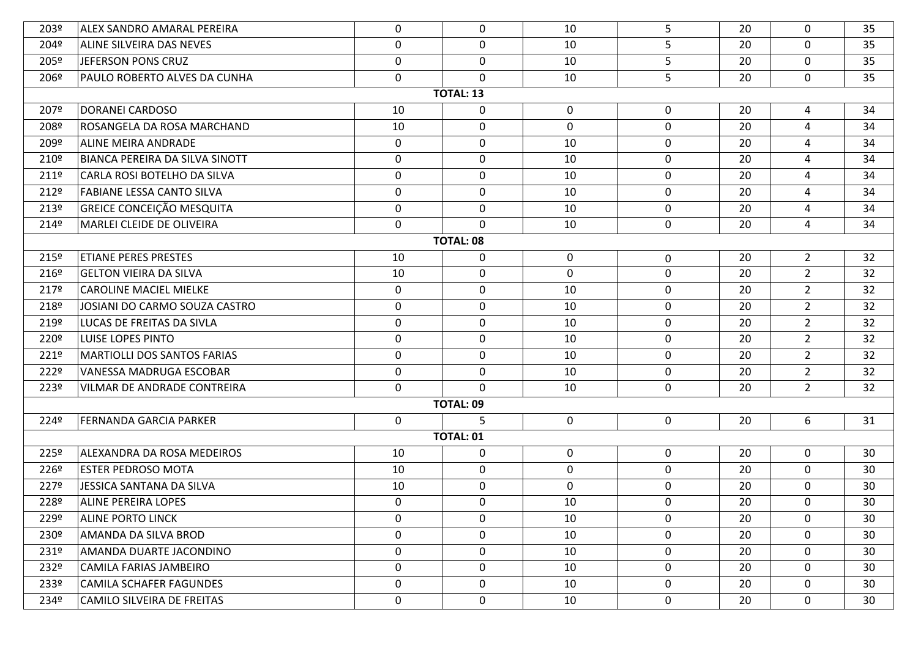| | | | | | | | | |
|---|---|---|---|---|---|---|---|---|
| 203º | ALEX SANDRO AMARAL PEREIRA | 0 | 0 | 10 | 5 | 20 | 0 | 35 |
| 204º | ALINE SILVEIRA DAS NEVES | 0 | 0 | 10 | 5 | 20 | 0 | 35 |
| 205º | JEFERSON PONS CRUZ | 0 | 0 | 10 | 5 | 20 | 0 | 35 |
| 206º | PAULO ROBERTO ALVES DA CUNHA | 0 | 0 | 10 | 5 | 20 | 0 | 35 |
| | | | **TOTAL: 13** | | | | | |
| 207º | DORANEI CARDOSO | 10 | 0 | 0 | 0 | 20 | 4 | 34 |
| 208º | ROSANGELA DA ROSA MARCHAND | 10 | 0 | 0 | 0 | 20 | 4 | 34 |
| 209º | ALINE MEIRA ANDRADE | 0 | 0 | 10 | 0 | 20 | 4 | 34 |
| 210º | BIANCA PEREIRA DA SILVA SINOTT | 0 | 0 | 10 | 0 | 20 | 4 | 34 |
| 211º | CARLA ROSI BOTELHO DA SILVA | 0 | 0 | 10 | 0 | 20 | 4 | 34 |
| 212º | FABIANE LESSA CANTO SILVA | 0 | 0 | 10 | 0 | 20 | 4 | 34 |
| 213º | GREICE CONCEIÇÃO MESQUITA | 0 | 0 | 10 | 0 | 20 | 4 | 34 |
| 214º | MARLEI CLEIDE DE OLIVEIRA | 0 | 0 | 10 | 0 | 20 | 4 | 34 |
| | | | **TOTAL: 08** | | | | | |
| 215º | ETIANE PERES PRESTES | 10 | 0 | 0 | 0 | 20 | 2 | 32 |
| 216º | GELTON VIEIRA DA SILVA | 10 | 0 | 0 | 0 | 20 | 2 | 32 |
| 217º | CAROLINE MACIEL MIELKE | 0 | 0 | 10 | 0 | 20 | 2 | 32 |
| 218º | JOSIANI DO CARMO SOUZA CASTRO | 0 | 0 | 10 | 0 | 20 | 2 | 32 |
| 219º | LUCAS DE FREITAS DA SIVLA | 0 | 0 | 10 | 0 | 20 | 2 | 32 |
| 220º | LUISE LOPES PINTO | 0 | 0 | 10 | 0 | 20 | 2 | 32 |
| 221º | MARTIOLLI DOS SANTOS FARIAS | 0 | 0 | 10 | 0 | 20 | 2 | 32 |
| 222º | VANESSA MADRUGA ESCOBAR | 0 | 0 | 10 | 0 | 20 | 2 | 32 |
| 223º | VILMAR DE ANDRADE CONTREIRA | 0 | 0 | 10 | 0 | 20 | 2 | 32 |
| | | | **TOTAL: 09** | | | | | |
| 224º | FERNANDA GARCIA PARKER | 0 | 5 | 0 | 0 | 20 | 6 | 31 |
| | | | **TOTAL: 01** | | | | | |
| 225º | ALEXANDRA DA ROSA MEDEIROS | 10 | 0 | 0 | 0 | 20 | 0 | 30 |
| 226º | ESTER PEDROSO MOTA | 10 | 0 | 0 | 0 | 20 | 0 | 30 |
| 227º | JESSICA SANTANA DA SILVA | 10 | 0 | 0 | 0 | 20 | 0 | 30 |
| 228º | ALINE PEREIRA LOPES | 0 | 0 | 10 | 0 | 20 | 0 | 30 |
| 229º | ALINE PORTO LINCK | 0 | 0 | 10 | 0 | 20 | 0 | 30 |
| 230º | AMANDA DA SILVA BROD | 0 | 0 | 10 | 0 | 20 | 0 | 30 |
| 231º | AMANDA DUARTE JACONDINO | 0 | 0 | 10 | 0 | 20 | 0 | 30 |
| 232º | CAMILA FARIAS JAMBEIRO | 0 | 0 | 10 | 0 | 20 | 0 | 30 |
| 233º | CAMILA SCHAFER FAGUNDES | 0 | 0 | 10 | 0 | 20 | 0 | 30 |
| 234º | CAMILO SILVEIRA DE FREITAS | 0 | 0 | 10 | 0 | 20 | 0 | 30 |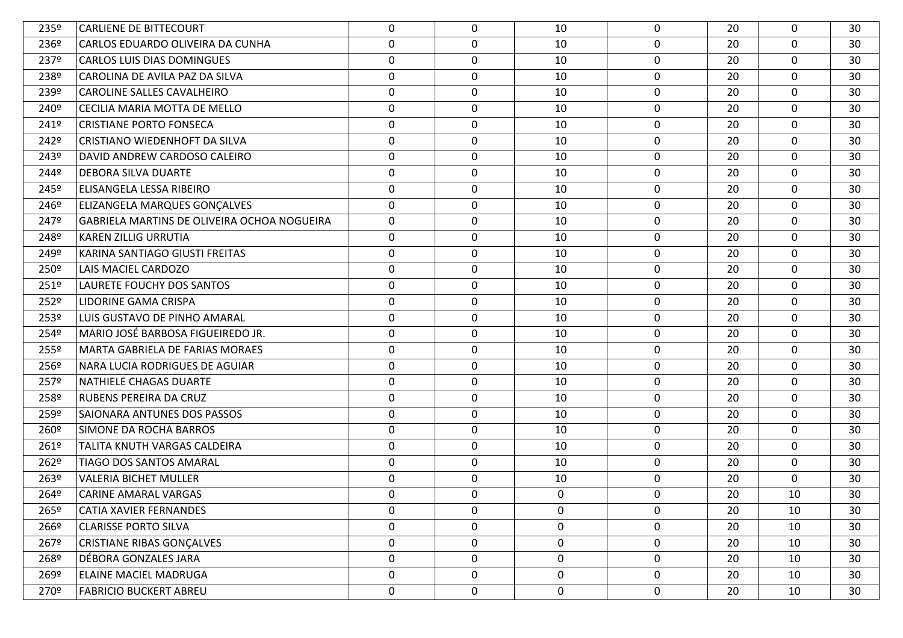| | | | | | | | | |
|---|---|---|---|---|---|---|---|---|
| 235º | CARLIENE DE BITTECOURT | 0 | 0 | 10 | 0 | 20 | 0 | 30 |
| 236º | CARLOS EDUARDO OLIVEIRA DA CUNHA | 0 | 0 | 10 | 0 | 20 | 0 | 30 |
| 237º | CARLOS LUIS DIAS DOMINGUES | 0 | 0 | 10 | 0 | 20 | 0 | 30 |
| 238º | CAROLINA DE AVILA PAZ DA SILVA | 0 | 0 | 10 | 0 | 20 | 0 | 30 |
| 239º | CAROLINE SALLES CAVALHEIRO | 0 | 0 | 10 | 0 | 20 | 0 | 30 |
| 240º | CECILIA MARIA MOTTA DE MELLO | 0 | 0 | 10 | 0 | 20 | 0 | 30 |
| 241º | CRISTIANE PORTO FONSECA | 0 | 0 | 10 | 0 | 20 | 0 | 30 |
| 242º | CRISTIANO WIEDENHOFT DA SILVA | 0 | 0 | 10 | 0 | 20 | 0 | 30 |
| 243º | DAVID ANDREW CARDOSO CALEIRO | 0 | 0 | 10 | 0 | 20 | 0 | 30 |
| 244º | DEBORA SILVA DUARTE | 0 | 0 | 10 | 0 | 20 | 0 | 30 |
| 245º | ELISANGELA LESSA RIBEIRO | 0 | 0 | 10 | 0 | 20 | 0 | 30 |
| 246º | ELIZANGELA MARQUES GONÇALVES | 0 | 0 | 10 | 0 | 20 | 0 | 30 |
| 247º | GABRIELA MARTINS DE OLIVEIRA OCHOA NOGUEIRA | 0 | 0 | 10 | 0 | 20 | 0 | 30 |
| 248º | KAREN ZILLIG URRUTIA | 0 | 0 | 10 | 0 | 20 | 0 | 30 |
| 249º | KARINA SANTIAGO GIUSTI FREITAS | 0 | 0 | 10 | 0 | 20 | 0 | 30 |
| 250º | LAIS MACIEL CARDOZO | 0 | 0 | 10 | 0 | 20 | 0 | 30 |
| 251º | LAURETE FOUCHY DOS SANTOS | 0 | 0 | 10 | 0 | 20 | 0 | 30 |
| 252º | LIDORINE GAMA CRISPA | 0 | 0 | 10 | 0 | 20 | 0 | 30 |
| 253º | LUIS GUSTAVO DE PINHO AMARAL | 0 | 0 | 10 | 0 | 20 | 0 | 30 |
| 254º | MARIO JOSÉ BARBOSA FIGUEIREDO JR. | 0 | 0 | 10 | 0 | 20 | 0 | 30 |
| 255º | MARTA GABRIELA DE FARIAS MORAES | 0 | 0 | 10 | 0 | 20 | 0 | 30 |
| 256º | NARA LUCIA RODRIGUES DE AGUIAR | 0 | 0 | 10 | 0 | 20 | 0 | 30 |
| 257º | NATHIELE CHAGAS DUARTE | 0 | 0 | 10 | 0 | 20 | 0 | 30 |
| 258º | RUBENS PEREIRA DA CRUZ | 0 | 0 | 10 | 0 | 20 | 0 | 30 |
| 259º | SAIONARA ANTUNES DOS PASSOS | 0 | 0 | 10 | 0 | 20 | 0 | 30 |
| 260º | SIMONE DA ROCHA BARROS | 0 | 0 | 10 | 0 | 20 | 0 | 30 |
| 261º | TALITA KNUTH VARGAS CALDEIRA | 0 | 0 | 10 | 0 | 20 | 0 | 30 |
| 262º | TIAGO DOS SANTOS AMARAL | 0 | 0 | 10 | 0 | 20 | 0 | 30 |
| 263º | VALERIA BICHET MULLER | 0 | 0 | 10 | 0 | 20 | 0 | 30 |
| 264º | CARINE AMARAL VARGAS | 0 | 0 | 0 | 0 | 20 | 10 | 30 |
| 265º | CATIA XAVIER FERNANDES | 0 | 0 | 0 | 0 | 20 | 10 | 30 |
| 266º | CLARISSE PORTO SILVA | 0 | 0 | 0 | 0 | 20 | 10 | 30 |
| 267º | CRISTIANE RIBAS GONÇALVES | 0 | 0 | 0 | 0 | 20 | 10 | 30 |
| 268º | DÉBORA GONZALES JARA | 0 | 0 | 0 | 0 | 20 | 10 | 30 |
| 269º | ELAINE MACIEL MADRUGA | 0 | 0 | 0 | 0 | 20 | 10 | 30 |
| 270º | FABRICIO BUCKERT ABREU | 0 | 0 | 0 | 0 | 20 | 10 | 30 |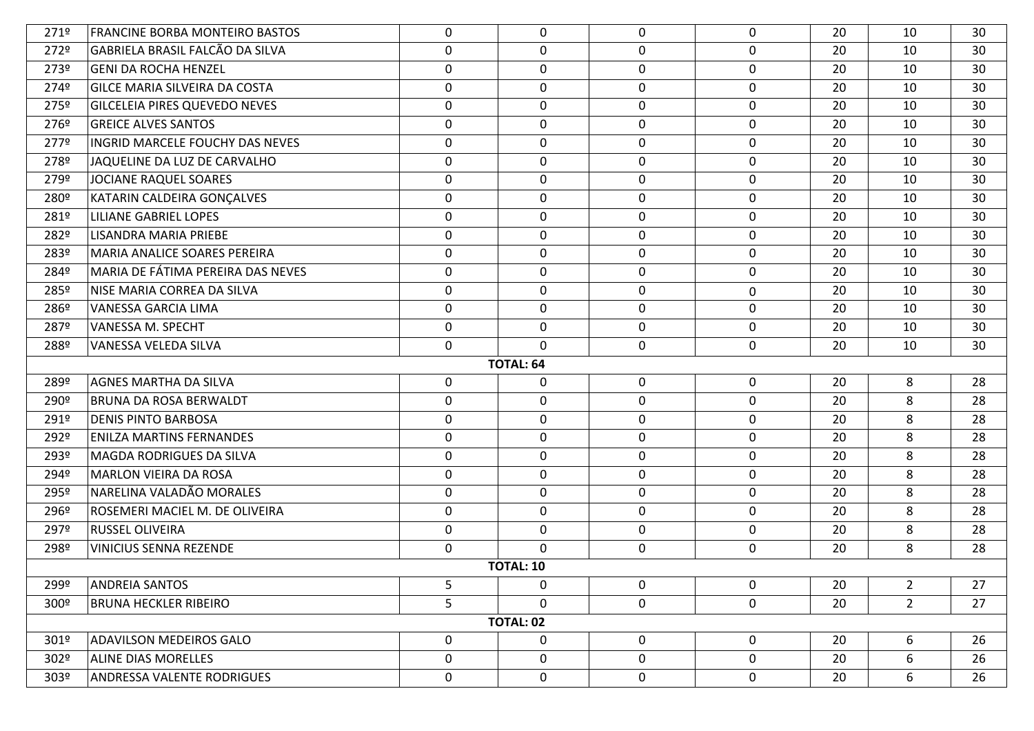| | | | | | | | | |
|---|---|---|---|---|---|---|---|---|
| 271º | FRANCINE BORBA MONTEIRO BASTOS | 0 | 0 | 0 | 0 | 20 | 10 | 30 |
| 272º | GABRIELA BRASIL FALCÃO DA SILVA | 0 | 0 | 0 | 0 | 20 | 10 | 30 |
| 273º | GENI DA ROCHA HENZEL | 0 | 0 | 0 | 0 | 20 | 10 | 30 |
| 274º | GILCE MARIA SILVEIRA DA COSTA | 0 | 0 | 0 | 0 | 20 | 10 | 30 |
| 275º | GILCELEIA PIRES QUEVEDO NEVES | 0 | 0 | 0 | 0 | 20 | 10 | 30 |
| 276º | GREICE ALVES SANTOS | 0 | 0 | 0 | 0 | 20 | 10 | 30 |
| 277º | INGRID MARCELE FOUCHY DAS NEVES | 0 | 0 | 0 | 0 | 20 | 10 | 30 |
| 278º | JAQUELINE DA LUZ DE CARVALHO | 0 | 0 | 0 | 0 | 20 | 10 | 30 |
| 279º | JOCIANE RAQUEL SOARES | 0 | 0 | 0 | 0 | 20 | 10 | 30 |
| 280º | KATARIN CALDEIRA GONÇALVES | 0 | 0 | 0 | 0 | 20 | 10 | 30 |
| 281º | LILIANE GABRIEL LOPES | 0 | 0 | 0 | 0 | 20 | 10 | 30 |
| 282º | LISANDRA MARIA PRIEBE | 0 | 0 | 0 | 0 | 20 | 10 | 30 |
| 283º | MARIA ANALICE SOARES PEREIRA | 0 | 0 | 0 | 0 | 20 | 10 | 30 |
| 284º | MARIA DE FÁTIMA PEREIRA DAS NEVES | 0 | 0 | 0 | 0 | 20 | 10 | 30 |
| 285º | NISE MARIA CORREA DA SILVA | 0 | 0 | 0 | 0 | 20 | 10 | 30 |
| 286º | VANESSA GARCIA LIMA | 0 | 0 | 0 | 0 | 20 | 10 | 30 |
| 287º | VANESSA M. SPECHT | 0 | 0 | 0 | 0 | 20 | 10 | 30 |
| 288º | VANESSA VELEDA SILVA | 0 | 0 | 0 | 0 | 20 | 10 | 30 |
| | | | **TOTAL: 64** | | | | | |
| 289º | AGNES MARTHA DA SILVA | 0 | 0 | 0 | 0 | 20 | 8 | 28 |
| 290º | BRUNA DA ROSA BERWALDT | 0 | 0 | 0 | 0 | 20 | 8 | 28 |
| 291º | DENIS PINTO BARBOSA | 0 | 0 | 0 | 0 | 20 | 8 | 28 |
| 292º | ENILZA MARTINS FERNANDES | 0 | 0 | 0 | 0 | 20 | 8 | 28 |
| 293º | MAGDA RODRIGUES DA SILVA | 0 | 0 | 0 | 0 | 20 | 8 | 28 |
| 294º | MARLON VIEIRA DA ROSA | 0 | 0 | 0 | 0 | 20 | 8 | 28 |
| 295º | NARELINA VALADÃO MORALES | 0 | 0 | 0 | 0 | 20 | 8 | 28 |
| 296º | ROSEMERI MACIEL M. DE OLIVEIRA | 0 | 0 | 0 | 0 | 20 | 8 | 28 |
| 297º | RUSSEL OLIVEIRA | 0 | 0 | 0 | 0 | 20 | 8 | 28 |
| 298º | VINICIUS SENNA REZENDE | 0 | 0 | 0 | 0 | 20 | 8 | 28 |
| | | | **TOTAL: 10** | | | | | |
| 299º | ANDREIA SANTOS | 5 | 0 | 0 | 0 | 20 | 2 | 27 |
| 300º | BRUNA HECKLER RIBEIRO | 5 | 0 | 0 | 0 | 20 | 2 | 27 |
| | | | **TOTAL: 02** | | | | | |
| 301º | ADAVILSON MEDEIROS GALO | 0 | 0 | 0 | 0 | 20 | 6 | 26 |
| 302º | ALINE DIAS MORELLES | 0 | 0 | 0 | 0 | 20 | 6 | 26 |
| 303º | ANDRESSA VALENTE RODRIGUES | 0 | 0 | 0 | 0 | 20 | 6 | 26 |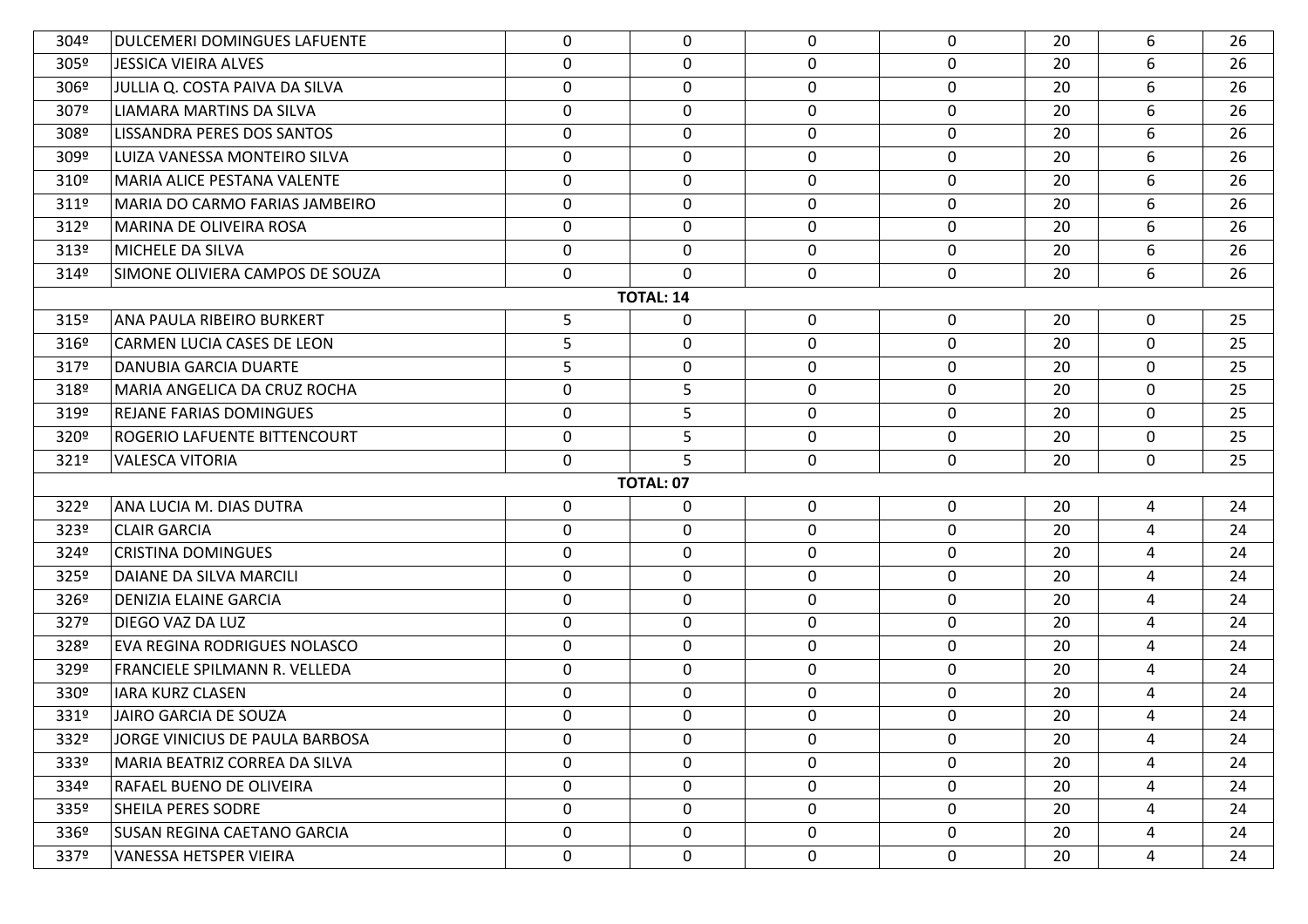| | | | | | | | | |
|---|---|---|---|---|---|---|---|---|
| 304º | DULCEMERI DOMINGUES LAFUENTE | 0 | 0 | 0 | 0 | 20 | 6 | 26 |
| 305º | JESSICA VIEIRA ALVES | 0 | 0 | 0 | 0 | 20 | 6 | 26 |
| 306º | JULLIA Q. COSTA PAIVA DA SILVA | 0 | 0 | 0 | 0 | 20 | 6 | 26 |
| 307º | LIAMARA MARTINS DA SILVA | 0 | 0 | 0 | 0 | 20 | 6 | 26 |
| 308º | LISSANDRA PERES DOS SANTOS | 0 | 0 | 0 | 0 | 20 | 6 | 26 |
| 309º | LUIZA VANESSA MONTEIRO SILVA | 0 | 0 | 0 | 0 | 20 | 6 | 26 |
| 310º | MARIA ALICE PESTANA VALENTE | 0 | 0 | 0 | 0 | 20 | 6 | 26 |
| 311º | MARIA DO CARMO FARIAS JAMBEIRO | 0 | 0 | 0 | 0 | 20 | 6 | 26 |
| 312º | MARINA DE OLIVEIRA ROSA | 0 | 0 | 0 | 0 | 20 | 6 | 26 |
| 313º | MICHELE DA SILVA | 0 | 0 | 0 | 0 | 20 | 6 | 26 |
| 314º | SIMONE OLIVIERA CAMPOS DE SOUZA | 0 | 0 | 0 | 0 | 20 | 6 | 26 |
| | | | **TOTAL: 14** | | | | | |
| 315º | ANA PAULA RIBEIRO BURKERT | 5 | 0 | 0 | 0 | 20 | 0 | 25 |
| 316º | CARMEN LUCIA CASES DE LEON | 5 | 0 | 0 | 0 | 20 | 0 | 25 |
| 317º | DANUBIA GARCIA DUARTE | 5 | 0 | 0 | 0 | 20 | 0 | 25 |
| 318º | MARIA ANGELICA DA CRUZ ROCHA | 0 | 5 | 0 | 0 | 20 | 0 | 25 |
| 319º | REJANE FARIAS DOMINGUES | 0 | 5 | 0 | 0 | 20 | 0 | 25 |
| 320º | ROGERIO LAFUENTE BITTENCOURT | 0 | 5 | 0 | 0 | 20 | 0 | 25 |
| 321º | VALESCA VITORIA | 0 | 5 | 0 | 0 | 20 | 0 | 25 |
| | | | **TOTAL: 07** | | | | | |
| 322º | ANA LUCIA M. DIAS DUTRA | 0 | 0 | 0 | 0 | 20 | 4 | 24 |
| 323º | CLAIR GARCIA | 0 | 0 | 0 | 0 | 20 | 4 | 24 |
| 324º | CRISTINA DOMINGUES | 0 | 0 | 0 | 0 | 20 | 4 | 24 |
| 325º | DAIANE DA SILVA MARCILI | 0 | 0 | 0 | 0 | 20 | 4 | 24 |
| 326º | DENIZIA ELAINE GARCIA | 0 | 0 | 0 | 0 | 20 | 4 | 24 |
| 327º | DIEGO VAZ DA LUZ | 0 | 0 | 0 | 0 | 20 | 4 | 24 |
| 328º | EVA REGINA RODRIGUES NOLASCO | 0 | 0 | 0 | 0 | 20 | 4 | 24 |
| 329º | FRANCIELE SPILMANN R. VELLEDA | 0 | 0 | 0 | 0 | 20 | 4 | 24 |
| 330º | IARA KURZ CLASEN | 0 | 0 | 0 | 0 | 20 | 4 | 24 |
| 331º | JAIRO GARCIA DE SOUZA | 0 | 0 | 0 | 0 | 20 | 4 | 24 |
| 332º | JORGE VINICIUS DE PAULA BARBOSA | 0 | 0 | 0 | 0 | 20 | 4 | 24 |
| 333º | MARIA BEATRIZ CORREA DA SILVA | 0 | 0 | 0 | 0 | 20 | 4 | 24 |
| 334º | RAFAEL BUENO DE OLIVEIRA | 0 | 0 | 0 | 0 | 20 | 4 | 24 |
| 335º | SHEILA PERES SODRE | 0 | 0 | 0 | 0 | 20 | 4 | 24 |
| 336º | SUSAN REGINA CAETANO GARCIA | 0 | 0 | 0 | 0 | 20 | 4 | 24 |
| 337º | VANESSA HETSPER VIEIRA | 0 | 0 | 0 | 0 | 20 | 4 | 24 |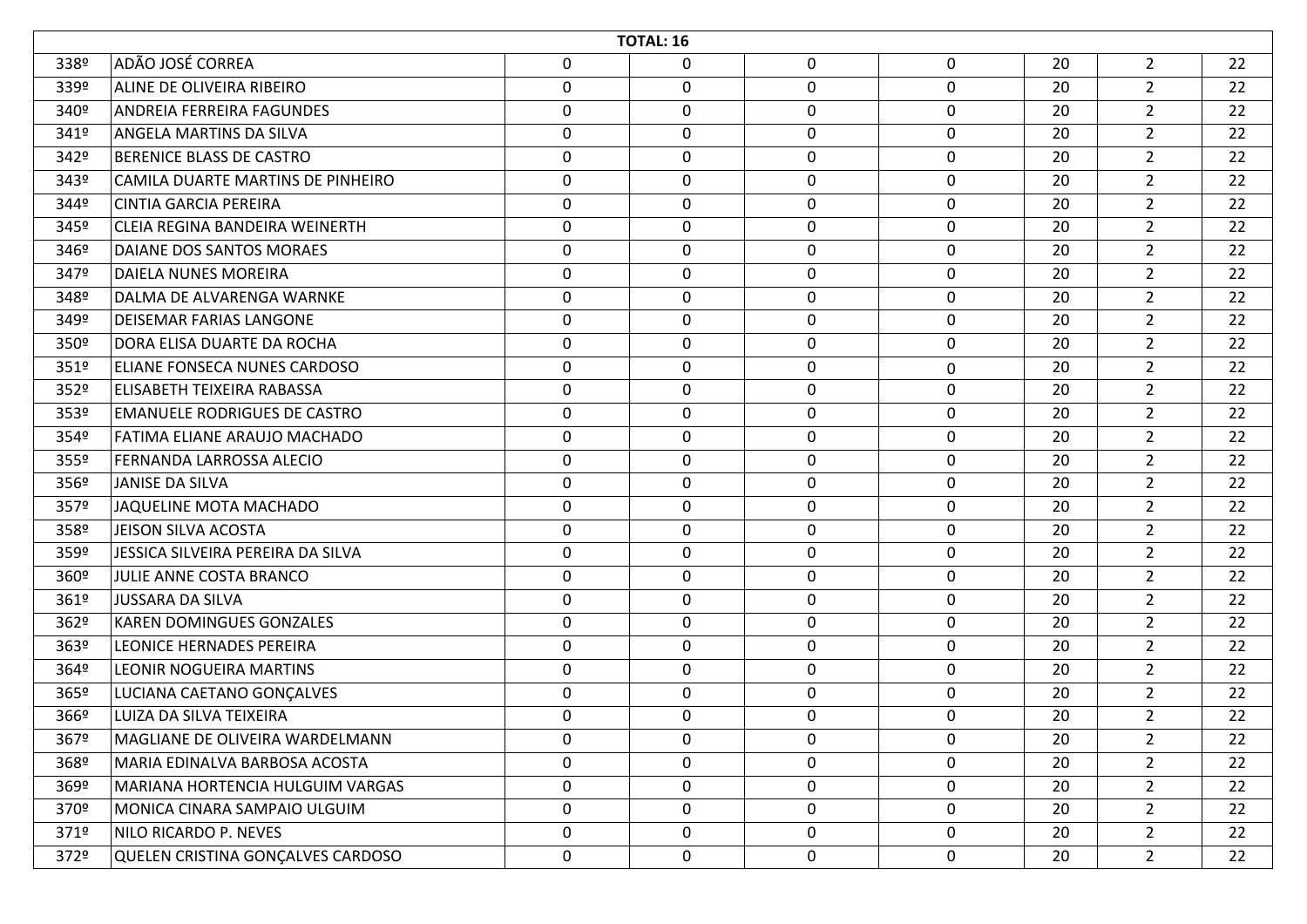| TOTAL: 16 | | | | | | | | |
|---|---|---|---|---|---|---|---|---|
| 338º | ADÃO JOSÉ CORREA | 0 | 0 | 0 | 0 | 20 | 2 | 22 |
| 339º | ALINE DE OLIVEIRA RIBEIRO | 0 | 0 | 0 | 0 | 20 | 2 | 22 |
| 340º | ANDREIA FERREIRA FAGUNDES | 0 | 0 | 0 | 0 | 20 | 2 | 22 |
| 341º | ANGELA MARTINS DA SILVA | 0 | 0 | 0 | 0 | 20 | 2 | 22 |
| 342º | BERENICE BLASS DE CASTRO | 0 | 0 | 0 | 0 | 20 | 2 | 22 |
| 343º | CAMILA DUARTE MARTINS DE PINHEIRO | 0 | 0 | 0 | 0 | 20 | 2 | 22 |
| 344º | CINTIA GARCIA PEREIRA | 0 | 0 | 0 | 0 | 20 | 2 | 22 |
| 345º | CLEIA REGINA BANDEIRA WEINERTH | 0 | 0 | 0 | 0 | 20 | 2 | 22 |
| 346º | DAIANE DOS SANTOS MORAES | 0 | 0 | 0 | 0 | 20 | 2 | 22 |
| 347º | DAIELA NUNES MOREIRA | 0 | 0 | 0 | 0 | 20 | 2 | 22 |
| 348º | DALMA DE ALVARENGA WARNKE | 0 | 0 | 0 | 0 | 20 | 2 | 22 |
| 349º | DEISEMAR FARIAS LANGONE | 0 | 0 | 0 | 0 | 20 | 2 | 22 |
| 350º | DORA ELISA DUARTE DA ROCHA | 0 | 0 | 0 | 0 | 20 | 2 | 22 |
| 351º | ELIANE FONSECA NUNES CARDOSO | 0 | 0 | 0 | 0 | 20 | 2 | 22 |
| 352º | ELISABETH TEIXEIRA RABASSA | 0 | 0 | 0 | 0 | 20 | 2 | 22 |
| 353º | EMANUELE RODRIGUES DE CASTRO | 0 | 0 | 0 | 0 | 20 | 2 | 22 |
| 354º | FATIMA ELIANE ARAUJO MACHADO | 0 | 0 | 0 | 0 | 20 | 2 | 22 |
| 355º | FERNANDA LARROSSA ALECIO | 0 | 0 | 0 | 0 | 20 | 2 | 22 |
| 356º | JANISE DA SILVA | 0 | 0 | 0 | 0 | 20 | 2 | 22 |
| 357º | JAQUELINE MOTA MACHADO | 0 | 0 | 0 | 0 | 20 | 2 | 22 |
| 358º | JEISON SILVA ACOSTA | 0 | 0 | 0 | 0 | 20 | 2 | 22 |
| 359º | JESSICA SILVEIRA PEREIRA DA SILVA | 0 | 0 | 0 | 0 | 20 | 2 | 22 |
| 360º | JULIE ANNE COSTA BRANCO | 0 | 0 | 0 | 0 | 20 | 2 | 22 |
| 361º | JUSSARA DA SILVA | 0 | 0 | 0 | 0 | 20 | 2 | 22 |
| 362º | KAREN DOMINGUES GONZALES | 0 | 0 | 0 | 0 | 20 | 2 | 22 |
| 363º | LEONICE HERNADES PEREIRA | 0 | 0 | 0 | 0 | 20 | 2 | 22 |
| 364º | LEONIR NOGUEIRA MARTINS | 0 | 0 | 0 | 0 | 20 | 2 | 22 |
| 365º | LUCIANA CAETANO GONÇALVES | 0 | 0 | 0 | 0 | 20 | 2 | 22 |
| 366º | LUIZA DA SILVA TEIXEIRA | 0 | 0 | 0 | 0 | 20 | 2 | 22 |
| 367º | MAGLIANE DE OLIVEIRA WARDELMANN | 0 | 0 | 0 | 0 | 20 | 2 | 22 |
| 368º | MARIA EDINALVA BARBOSA ACOSTA | 0 | 0 | 0 | 0 | 20 | 2 | 22 |
| 369º | MARIANA HORTENCIA HULGUIM VARGAS | 0 | 0 | 0 | 0 | 20 | 2 | 22 |
| 370º | MONICA CINARA SAMPAIO ULGUIM | 0 | 0 | 0 | 0 | 20 | 2 | 22 |
| 371º | NILO RICARDO P. NEVES | 0 | 0 | 0 | 0 | 20 | 2 | 22 |
| 372º | QUELEN CRISTINA GONÇALVES CARDOSO | 0 | 0 | 0 | 0 | 20 | 2 | 22 |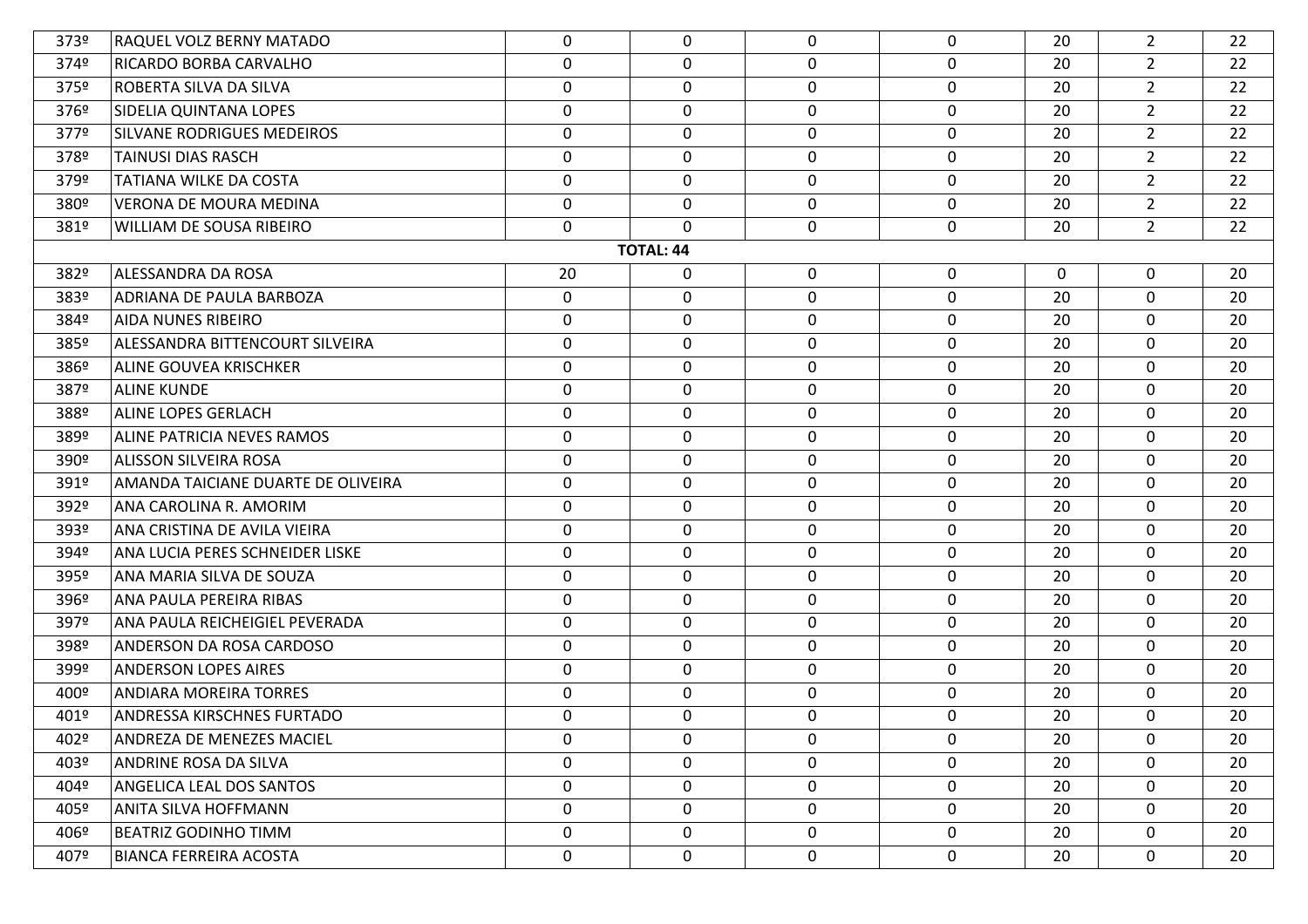| | | | | | | | | |
|---|---|---|---|---|---|---|---|---|
| 373º | RAQUEL VOLZ BERNY MATADO | 0 | 0 | 0 | 0 | 20 | 2 | 22 |
| 374º | RICARDO BORBA CARVALHO | 0 | 0 | 0 | 0 | 20 | 2 | 22 |
| 375º | ROBERTA SILVA DA SILVA | 0 | 0 | 0 | 0 | 20 | 2 | 22 |
| 376º | SIDELIA QUINTANA LOPES | 0 | 0 | 0 | 0 | 20 | 2 | 22 |
| 377º | SILVANE RODRIGUES MEDEIROS | 0 | 0 | 0 | 0 | 20 | 2 | 22 |
| 378º | TAINUSI DIAS RASCH | 0 | 0 | 0 | 0 | 20 | 2 | 22 |
| 379º | TATIANA WILKE DA COSTA | 0 | 0 | 0 | 0 | 20 | 2 | 22 |
| 380º | VERONA DE MOURA MEDINA | 0 | 0 | 0 | 0 | 20 | 2 | 22 |
| 381º | WILLIAM DE SOUSA RIBEIRO | 0 | 0 | 0 | 0 | 20 | 2 | 22 |
| | | | **TOTAL: 44** | | | | | |
| 382º | ALESSANDRA DA ROSA | 20 | 0 | 0 | 0 | 0 | 0 | 20 |
| 383º | ADRIANA DE PAULA BARBOZA | 0 | 0 | 0 | 0 | 20 | 0 | 20 |
| 384º | AIDA NUNES RIBEIRO | 0 | 0 | 0 | 0 | 20 | 0 | 20 |
| 385º | ALESSANDRA BITTENCOURT SILVEIRA | 0 | 0 | 0 | 0 | 20 | 0 | 20 |
| 386º | ALINE GOUVEA KRISCHKER | 0 | 0 | 0 | 0 | 20 | 0 | 20 |
| 387º | ALINE KUNDE | 0 | 0 | 0 | 0 | 20 | 0 | 20 |
| 388º | ALINE LOPES GERLACH | 0 | 0 | 0 | 0 | 20 | 0 | 20 |
| 389º | ALINE PATRICIA NEVES RAMOS | 0 | 0 | 0 | 0 | 20 | 0 | 20 |
| 390º | ALISSON SILVEIRA ROSA | 0 | 0 | 0 | 0 | 20 | 0 | 20 |
| 391º | AMANDA TAICIANE DUARTE DE OLIVEIRA | 0 | 0 | 0 | 0 | 20 | 0 | 20 |
| 392º | ANA CAROLINA R. AMORIM | 0 | 0 | 0 | 0 | 20 | 0 | 20 |
| 393º | ANA CRISTINA DE AVILA VIEIRA | 0 | 0 | 0 | 0 | 20 | 0 | 20 |
| 394º | ANA LUCIA PERES SCHNEIDER LISKE | 0 | 0 | 0 | 0 | 20 | 0 | 20 |
| 395º | ANA MARIA SILVA DE SOUZA | 0 | 0 | 0 | 0 | 20 | 0 | 20 |
| 396º | ANA PAULA PEREIRA RIBAS | 0 | 0 | 0 | 0 | 20 | 0 | 20 |
| 397º | ANA PAULA REICHEIGIEL PEVERADA | 0 | 0 | 0 | 0 | 20 | 0 | 20 |
| 398º | ANDERSON DA ROSA CARDOSO | 0 | 0 | 0 | 0 | 20 | 0 | 20 |
| 399º | ANDERSON LOPES AIRES | 0 | 0 | 0 | 0 | 20 | 0 | 20 |
| 400º | ANDIARA MOREIRA TORRES | 0 | 0 | 0 | 0 | 20 | 0 | 20 |
| 401º | ANDRESSA KIRSCHNES FURTADO | 0 | 0 | 0 | 0 | 20 | 0 | 20 |
| 402º | ANDREZA DE MENEZES MACIEL | 0 | 0 | 0 | 0 | 20 | 0 | 20 |
| 403º | ANDRINE ROSA DA SILVA | 0 | 0 | 0 | 0 | 20 | 0 | 20 |
| 404º | ANGELICA LEAL DOS SANTOS | 0 | 0 | 0 | 0 | 20 | 0 | 20 |
| 405º | ANITA SILVA HOFFMANN | 0 | 0 | 0 | 0 | 20 | 0 | 20 |
| 406º | BEATRIZ GODINHO TIMM | 0 | 0 | 0 | 0 | 20 | 0 | 20 |
| 407º | BIANCA FERREIRA ACOSTA | 0 | 0 | 0 | 0 | 20 | 0 | 20 |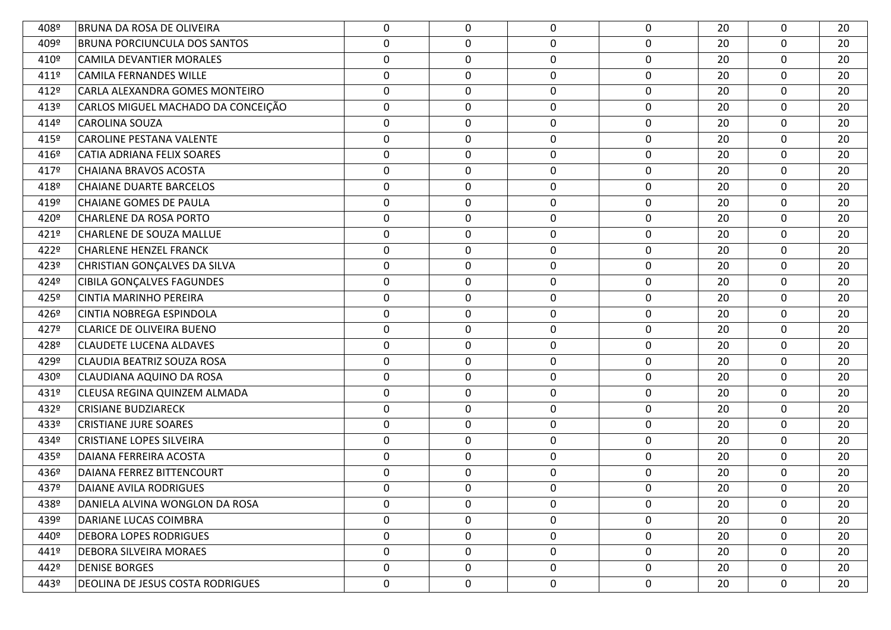| 408º | BRUNA DA ROSA DE OLIVEIRA | 0 | 0 | 0 | 0 | 20 | 0 | 20 |
|---|---|---|---|---|---|---|---|---|
| 409º | BRUNA PORCIUNCULA DOS SANTOS | 0 | 0 | 0 | 0 | 20 | 0 | 20 |
| 410º | CAMILA DEVANTIER MORALES | 0 | 0 | 0 | 0 | 20 | 0 | 20 |
| 411º | CAMILA FERNANDES WILLE | 0 | 0 | 0 | 0 | 20 | 0 | 20 |
| 412º | CARLA ALEXANDRA GOMES MONTEIRO | 0 | 0 | 0 | 0 | 20 | 0 | 20 |
| 413º | CARLOS MIGUEL MACHADO DA CONCEIÇÃO | 0 | 0 | 0 | 0 | 20 | 0 | 20 |
| 414º | CAROLINA SOUZA | 0 | 0 | 0 | 0 | 20 | 0 | 20 |
| 415º | CAROLINE PESTANA VALENTE | 0 | 0 | 0 | 0 | 20 | 0 | 20 |
| 416º | CATIA ADRIANA FELIX SOARES | 0 | 0 | 0 | 0 | 20 | 0 | 20 |
| 417º | CHAIANA BRAVOS ACOSTA | 0 | 0 | 0 | 0 | 20 | 0 | 20 |
| 418º | CHAIANE DUARTE BARCELOS | 0 | 0 | 0 | 0 | 20 | 0 | 20 |
| 419º | CHAIANE GOMES DE PAULA | 0 | 0 | 0 | 0 | 20 | 0 | 20 |
| 420º | CHARLENE DA ROSA PORTO | 0 | 0 | 0 | 0 | 20 | 0 | 20 |
| 421º | CHARLENE DE SOUZA MALLUE | 0 | 0 | 0 | 0 | 20 | 0 | 20 |
| 422º | CHARLENE HENZEL FRANCK | 0 | 0 | 0 | 0 | 20 | 0 | 20 |
| 423º | CHRISTIAN GONÇALVES DA SILVA | 0 | 0 | 0 | 0 | 20 | 0 | 20 |
| 424º | CIBILA GONÇALVES FAGUNDES | 0 | 0 | 0 | 0 | 20 | 0 | 20 |
| 425º | CINTIA MARINHO PEREIRA | 0 | 0 | 0 | 0 | 20 | 0 | 20 |
| 426º | CINTIA NOBREGA ESPINDOLA | 0 | 0 | 0 | 0 | 20 | 0 | 20 |
| 427º | CLARICE DE OLIVEIRA BUENO | 0 | 0 | 0 | 0 | 20 | 0 | 20 |
| 428º | CLAUDETE LUCENA ALDAVES | 0 | 0 | 0 | 0 | 20 | 0 | 20 |
| 429º | CLAUDIA BEATRIZ SOUZA ROSA | 0 | 0 | 0 | 0 | 20 | 0 | 20 |
| 430º | CLAUDIANA AQUINO DA ROSA | 0 | 0 | 0 | 0 | 20 | 0 | 20 |
| 431º | CLEUSA REGINA QUINZEM ALMADA | 0 | 0 | 0 | 0 | 20 | 0 | 20 |
| 432º | CRISIANE BUDZIARECK | 0 | 0 | 0 | 0 | 20 | 0 | 20 |
| 433º | CRISTIANE JURE SOARES | 0 | 0 | 0 | 0 | 20 | 0 | 20 |
| 434º | CRISTIANE LOPES SILVEIRA | 0 | 0 | 0 | 0 | 20 | 0 | 20 |
| 435º | DAIANA FERREIRA ACOSTA | 0 | 0 | 0 | 0 | 20 | 0 | 20 |
| 436º | DAIANA FERREZ BITTENCOURT | 0 | 0 | 0 | 0 | 20 | 0 | 20 |
| 437º | DAIANE AVILA RODRIGUES | 0 | 0 | 0 | 0 | 20 | 0 | 20 |
| 438º | DANIELA ALVINA WONGLON DA ROSA | 0 | 0 | 0 | 0 | 20 | 0 | 20 |
| 439º | DARIANE LUCAS COIMBRA | 0 | 0 | 0 | 0 | 20 | 0 | 20 |
| 440º | DEBORA LOPES RODRIGUES | 0 | 0 | 0 | 0 | 20 | 0 | 20 |
| 441º | DEBORA SILVEIRA MORAES | 0 | 0 | 0 | 0 | 20 | 0 | 20 |
| 442º | DENISE BORGES | 0 | 0 | 0 | 0 | 20 | 0 | 20 |
| 443º | DEOLINA DE JESUS COSTA RODRIGUES | 0 | 0 | 0 | 0 | 20 | 0 | 20 |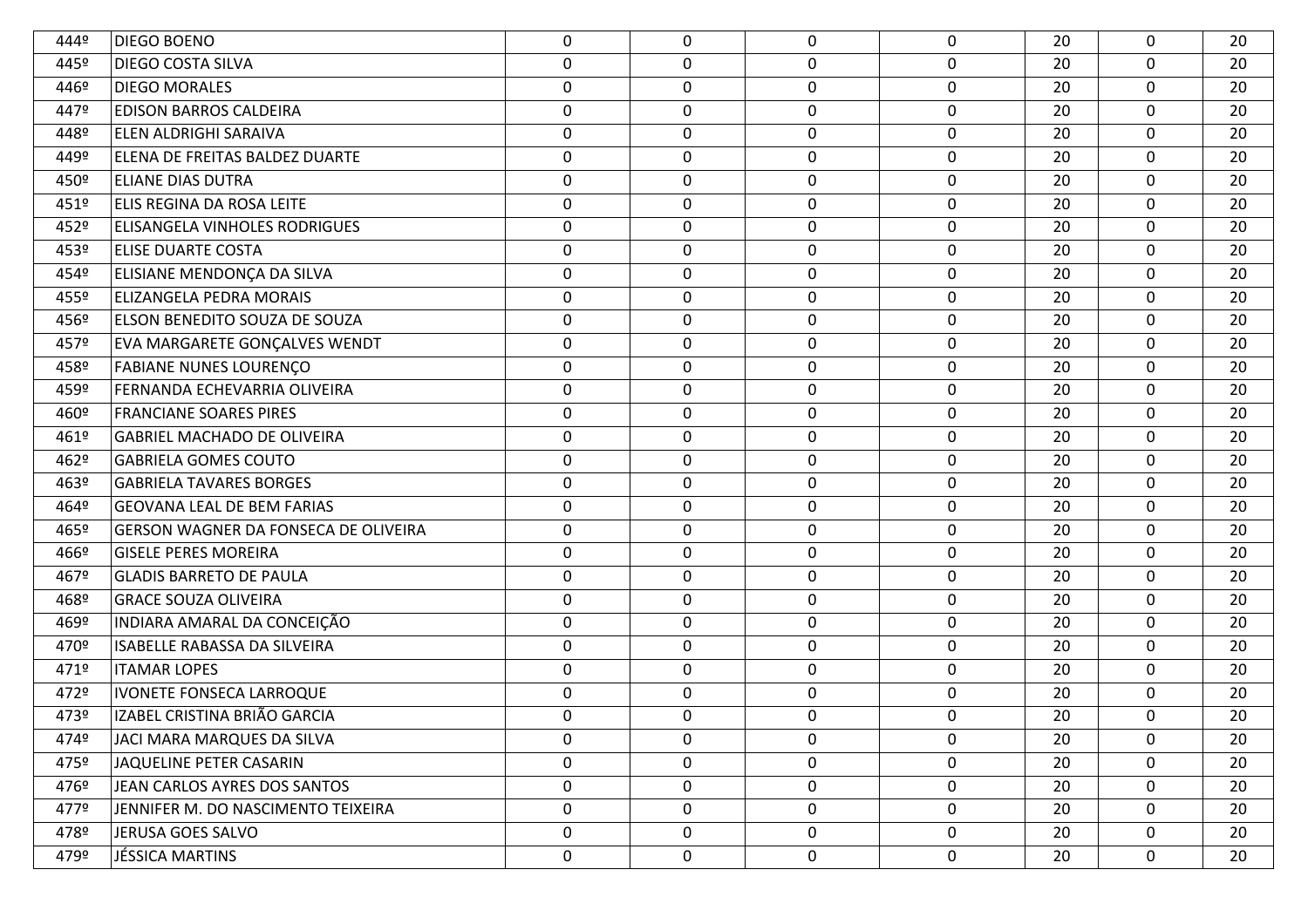| | | | | | | | | |
|---|---|---|---|---|---|---|---|---|
| 444º | DIEGO BOENO | 0 | 0 | 0 | 0 | 20 | 0 | 20 |
| 445º | DIEGO COSTA SILVA | 0 | 0 | 0 | 0 | 20 | 0 | 20 |
| 446º | DIEGO MORALES | 0 | 0 | 0 | 0 | 20 | 0 | 20 |
| 447º | EDISON BARROS CALDEIRA | 0 | 0 | 0 | 0 | 20 | 0 | 20 |
| 448º | ELEN ALDRIGHI SARAIVA | 0 | 0 | 0 | 0 | 20 | 0 | 20 |
| 449º | ELENA DE FREITAS BALDEZ DUARTE | 0 | 0 | 0 | 0 | 20 | 0 | 20 |
| 450º | ELIANE DIAS DUTRA | 0 | 0 | 0 | 0 | 20 | 0 | 20 |
| 451º | ELIS REGINA DA ROSA LEITE | 0 | 0 | 0 | 0 | 20 | 0 | 20 |
| 452º | ELISANGELA VINHOLES RODRIGUES | 0 | 0 | 0 | 0 | 20 | 0 | 20 |
| 453º | ELISE DUARTE COSTA | 0 | 0 | 0 | 0 | 20 | 0 | 20 |
| 454º | ELISIANE MENDONÇA DA SILVA | 0 | 0 | 0 | 0 | 20 | 0 | 20 |
| 455º | ELIZANGELA PEDRA MORAIS | 0 | 0 | 0 | 0 | 20 | 0 | 20 |
| 456º | ELSON BENEDITO SOUZA DE SOUZA | 0 | 0 | 0 | 0 | 20 | 0 | 20 |
| 457º | EVA MARGARETE GONÇALVES WENDT | 0 | 0 | 0 | 0 | 20 | 0 | 20 |
| 458º | FABIANE NUNES LOURENÇO | 0 | 0 | 0 | 0 | 20 | 0 | 20 |
| 459º | FERNANDA ECHEVARRIA OLIVEIRA | 0 | 0 | 0 | 0 | 20 | 0 | 20 |
| 460º | FRANCIANE SOARES PIRES | 0 | 0 | 0 | 0 | 20 | 0 | 20 |
| 461º | GABRIEL MACHADO DE OLIVEIRA | 0 | 0 | 0 | 0 | 20 | 0 | 20 |
| 462º | GABRIELA GOMES COUTO | 0 | 0 | 0 | 0 | 20 | 0 | 20 |
| 463º | GABRIELA TAVARES BORGES | 0 | 0 | 0 | 0 | 20 | 0 | 20 |
| 464º | GEOVANA LEAL DE BEM FARIAS | 0 | 0 | 0 | 0 | 20 | 0 | 20 |
| 465º | GERSON WAGNER DA FONSECA DE OLIVEIRA | 0 | 0 | 0 | 0 | 20 | 0 | 20 |
| 466º | GISELE PERES MOREIRA | 0 | 0 | 0 | 0 | 20 | 0 | 20 |
| 467º | GLADIS BARRETO DE PAULA | 0 | 0 | 0 | 0 | 20 | 0 | 20 |
| 468º | GRACE SOUZA OLIVEIRA | 0 | 0 | 0 | 0 | 20 | 0 | 20 |
| 469º | INDIARA AMARAL DA CONCEIÇÃO | 0 | 0 | 0 | 0 | 20 | 0 | 20 |
| 470º | ISABELLE RABASSA DA SILVEIRA | 0 | 0 | 0 | 0 | 20 | 0 | 20 |
| 471º | ITAMAR LOPES | 0 | 0 | 0 | 0 | 20 | 0 | 20 |
| 472º | IVONETE FONSECA LARROQUE | 0 | 0 | 0 | 0 | 20 | 0 | 20 |
| 473º | IZABEL CRISTINA BRIÃO GARCIA | 0 | 0 | 0 | 0 | 20 | 0 | 20 |
| 474º | JACI MARA MARQUES DA SILVA | 0 | 0 | 0 | 0 | 20 | 0 | 20 |
| 475º | JAQUELINE PETER CASARIN | 0 | 0 | 0 | 0 | 20 | 0 | 20 |
| 476º | JEAN CARLOS AYRES DOS SANTOS | 0 | 0 | 0 | 0 | 20 | 0 | 20 |
| 477º | JENNIFER M. DO NASCIMENTO TEIXEIRA | 0 | 0 | 0 | 0 | 20 | 0 | 20 |
| 478º | JERUSA GOES SALVO | 0 | 0 | 0 | 0 | 20 | 0 | 20 |
| 479º | JÉSSICA MARTINS | 0 | 0 | 0 | 0 | 20 | 0 | 20 |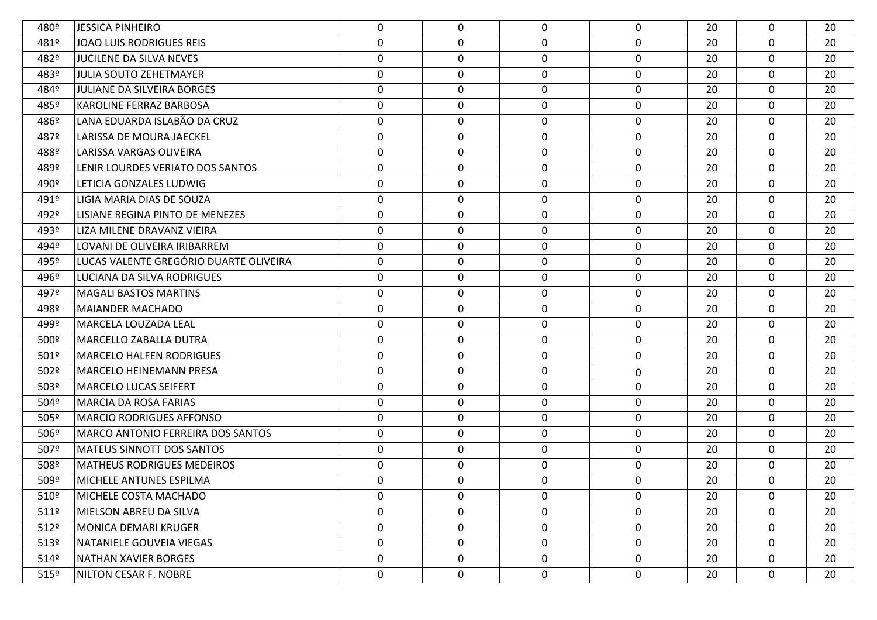| | | | | | | | | |
|---|---|---|---|---|---|---|---|---|
| 480º | JESSICA PINHEIRO | 0 | 0 | 0 | 0 | 20 | 0 | 20 |
| 481º | JOAO LUIS RODRIGUES REIS | 0 | 0 | 0 | 0 | 20 | 0 | 20 |
| 482º | JUCILENE DA SILVA NEVES | 0 | 0 | 0 | 0 | 20 | 0 | 20 |
| 483º | JULIA SOUTO ZEHETMAYER | 0 | 0 | 0 | 0 | 20 | 0 | 20 |
| 484º | JULIANE DA SILVEIRA BORGES | 0 | 0 | 0 | 0 | 20 | 0 | 20 |
| 485º | KAROLINE FERRAZ BARBOSA | 0 | 0 | 0 | 0 | 20 | 0 | 20 |
| 486º | LANA EDUARDA ISLABÃO DA CRUZ | 0 | 0 | 0 | 0 | 20 | 0 | 20 |
| 487º | LARISSA DE MOURA JAECKEL | 0 | 0 | 0 | 0 | 20 | 0 | 20 |
| 488º | LARISSA VARGAS OLIVEIRA | 0 | 0 | 0 | 0 | 20 | 0 | 20 |
| 489º | LENIR LOURDES VERIATO DOS SANTOS | 0 | 0 | 0 | 0 | 20 | 0 | 20 |
| 490º | LETICIA GONZALES LUDWIG | 0 | 0 | 0 | 0 | 20 | 0 | 20 |
| 491º | LIGIA MARIA DIAS DE SOUZA | 0 | 0 | 0 | 0 | 20 | 0 | 20 |
| 492º | LISIANE REGINA PINTO DE MENEZES | 0 | 0 | 0 | 0 | 20 | 0 | 20 |
| 493º | LIZA MILENE DRAVANZ VIEIRA | 0 | 0 | 0 | 0 | 20 | 0 | 20 |
| 494º | LOVANI DE OLIVEIRA IRIBARREM | 0 | 0 | 0 | 0 | 20 | 0 | 20 |
| 495º | LUCAS VALENTE GREGÓRIO DUARTE OLIVEIRA | 0 | 0 | 0 | 0 | 20 | 0 | 20 |
| 496º | LUCIANA DA SILVA RODRIGUES | 0 | 0 | 0 | 0 | 20 | 0 | 20 |
| 497º | MAGALI BASTOS MARTINS | 0 | 0 | 0 | 0 | 20 | 0 | 20 |
| 498º | MAIANDER MACHADO | 0 | 0 | 0 | 0 | 20 | 0 | 20 |
| 499º | MARCELA LOUZADA LEAL | 0 | 0 | 0 | 0 | 20 | 0 | 20 |
| 500º | MARCELLO ZABALLA DUTRA | 0 | 0 | 0 | 0 | 20 | 0 | 20 |
| 501º | MARCELO HALFEN RODRIGUES | 0 | 0 | 0 | 0 | 20 | 0 | 20 |
| 502º | MARCELO HEINEMANN PRESA | 0 | 0 | 0 | 0 | 20 | 0 | 20 |
| 503º | MARCELO LUCAS SEIFERT | 0 | 0 | 0 | 0 | 20 | 0 | 20 |
| 504º | MARCIA DA ROSA FARIAS | 0 | 0 | 0 | 0 | 20 | 0 | 20 |
| 505º | MARCIO RODRIGUES AFFONSO | 0 | 0 | 0 | 0 | 20 | 0 | 20 |
| 506º | MARCO ANTONIO FERREIRA DOS SANTOS | 0 | 0 | 0 | 0 | 20 | 0 | 20 |
| 507º | MATEUS SINNOTT DOS SANTOS | 0 | 0 | 0 | 0 | 20 | 0 | 20 |
| 508º | MATHEUS RODRIGUES MEDEIROS | 0 | 0 | 0 | 0 | 20 | 0 | 20 |
| 509º | MICHELE ANTUNES ESPILMA | 0 | 0 | 0 | 0 | 20 | 0 | 20 |
| 510º | MICHELE COSTA MACHADO | 0 | 0 | 0 | 0 | 20 | 0 | 20 |
| 511º | MIELSON ABREU DA SILVA | 0 | 0 | 0 | 0 | 20 | 0 | 20 |
| 512º | MONICA DEMARI KRUGER | 0 | 0 | 0 | 0 | 20 | 0 | 20 |
| 513º | NATANIELE GOUVEIA VIEGAS | 0 | 0 | 0 | 0 | 20 | 0 | 20 |
| 514º | NATHAN XAVIER BORGES | 0 | 0 | 0 | 0 | 20 | 0 | 20 |
| 515º | NILTON CESAR F. NOBRE | 0 | 0 | 0 | 0 | 20 | 0 | 20 |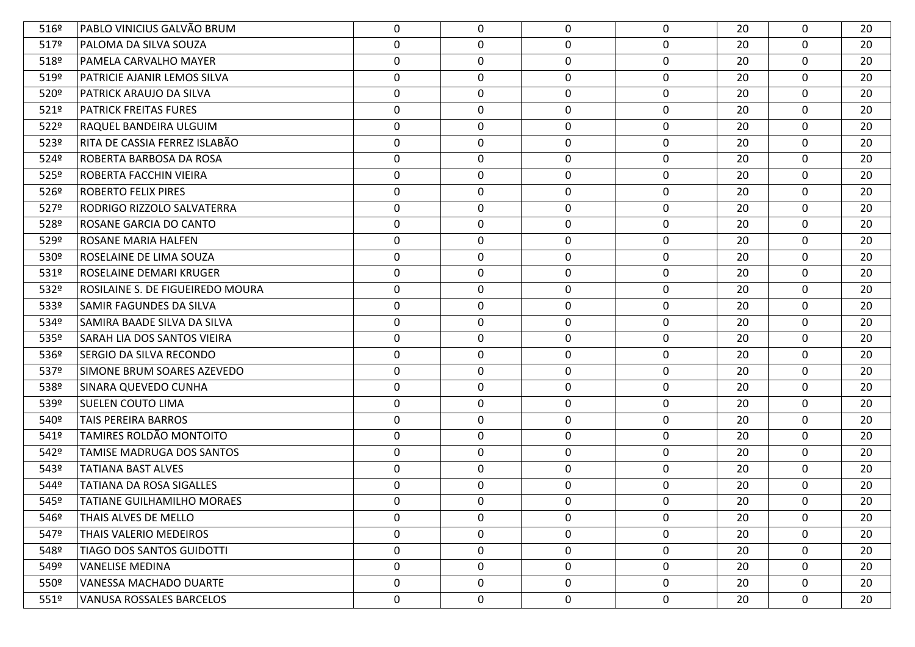| | | | | | | | | |
|---|---|---|---|---|---|---|---|---|
| 516º | PABLO VINICIUS GALVÃO BRUM | 0 | 0 | 0 | 0 | 20 | 0 | 20 |
| 517º | PALOMA DA SILVA SOUZA | 0 | 0 | 0 | 0 | 20 | 0 | 20 |
| 518º | PAMELA CARVALHO MAYER | 0 | 0 | 0 | 0 | 20 | 0 | 20 |
| 519º | PATRICIE AJANIR LEMOS SILVA | 0 | 0 | 0 | 0 | 20 | 0 | 20 |
| 520º | PATRICK ARAUJO DA SILVA | 0 | 0 | 0 | 0 | 20 | 0 | 20 |
| 521º | PATRICK FREITAS FURES | 0 | 0 | 0 | 0 | 20 | 0 | 20 |
| 522º | RAQUEL BANDEIRA ULGUIM | 0 | 0 | 0 | 0 | 20 | 0 | 20 |
| 523º | RITA DE CASSIA FERREZ ISLABÃO | 0 | 0 | 0 | 0 | 20 | 0 | 20 |
| 524º | ROBERTA BARBOSA DA ROSA | 0 | 0 | 0 | 0 | 20 | 0 | 20 |
| 525º | ROBERTA FACCHIN VIEIRA | 0 | 0 | 0 | 0 | 20 | 0 | 20 |
| 526º | ROBERTO FELIX PIRES | 0 | 0 | 0 | 0 | 20 | 0 | 20 |
| 527º | RODRIGO RIZZOLO SALVATERRA | 0 | 0 | 0 | 0 | 20 | 0 | 20 |
| 528º | ROSANE GARCIA DO CANTO | 0 | 0 | 0 | 0 | 20 | 0 | 20 |
| 529º | ROSANE MARIA HALFEN | 0 | 0 | 0 | 0 | 20 | 0 | 20 |
| 530º | ROSELAINE DE LIMA SOUZA | 0 | 0 | 0 | 0 | 20 | 0 | 20 |
| 531º | ROSELAINE DEMARI KRUGER | 0 | 0 | 0 | 0 | 20 | 0 | 20 |
| 532º | ROSILAINE S. DE FIGUEIREDO MOURA | 0 | 0 | 0 | 0 | 20 | 0 | 20 |
| 533º | SAMIR FAGUNDES DA SILVA | 0 | 0 | 0 | 0 | 20 | 0 | 20 |
| 534º | SAMIRA BAADE SILVA DA SILVA | 0 | 0 | 0 | 0 | 20 | 0 | 20 |
| 535º | SARAH LIA DOS SANTOS VIEIRA | 0 | 0 | 0 | 0 | 20 | 0 | 20 |
| 536º | SERGIO DA SILVA RECONDO | 0 | 0 | 0 | 0 | 20 | 0 | 20 |
| 537º | SIMONE BRUM SOARES AZEVEDO | 0 | 0 | 0 | 0 | 20 | 0 | 20 |
| 538º | SINARA QUEVEDO CUNHA | 0 | 0 | 0 | 0 | 20 | 0 | 20 |
| 539º | SUELEN COUTO LIMA | 0 | 0 | 0 | 0 | 20 | 0 | 20 |
| 540º | TAIS PEREIRA BARROS | 0 | 0 | 0 | 0 | 20 | 0 | 20 |
| 541º | TAMIRES ROLDÃO MONTOITO | 0 | 0 | 0 | 0 | 20 | 0 | 20 |
| 542º | TAMISE MADRUGA DOS SANTOS | 0 | 0 | 0 | 0 | 20 | 0 | 20 |
| 543º | TATIANA BAST ALVES | 0 | 0 | 0 | 0 | 20 | 0 | 20 |
| 544º | TATIANA DA ROSA SIGALLES | 0 | 0 | 0 | 0 | 20 | 0 | 20 |
| 545º | TATIANE GUILHAMILHO MORAES | 0 | 0 | 0 | 0 | 20 | 0 | 20 |
| 546º | THAIS ALVES DE MELLO | 0 | 0 | 0 | 0 | 20 | 0 | 20 |
| 547º | THAIS VALERIO MEDEIROS | 0 | 0 | 0 | 0 | 20 | 0 | 20 |
| 548º | TIAGO DOS SANTOS GUIDOTTI | 0 | 0 | 0 | 0 | 20 | 0 | 20 |
| 549º | VANELISE MEDINA | 0 | 0 | 0 | 0 | 20 | 0 | 20 |
| 550º | VANESSA MACHADO DUARTE | 0 | 0 | 0 | 0 | 20 | 0 | 20 |
| 551º | VANUSA ROSSALES BARCELOS | 0 | 0 | 0 | 0 | 20 | 0 | 20 |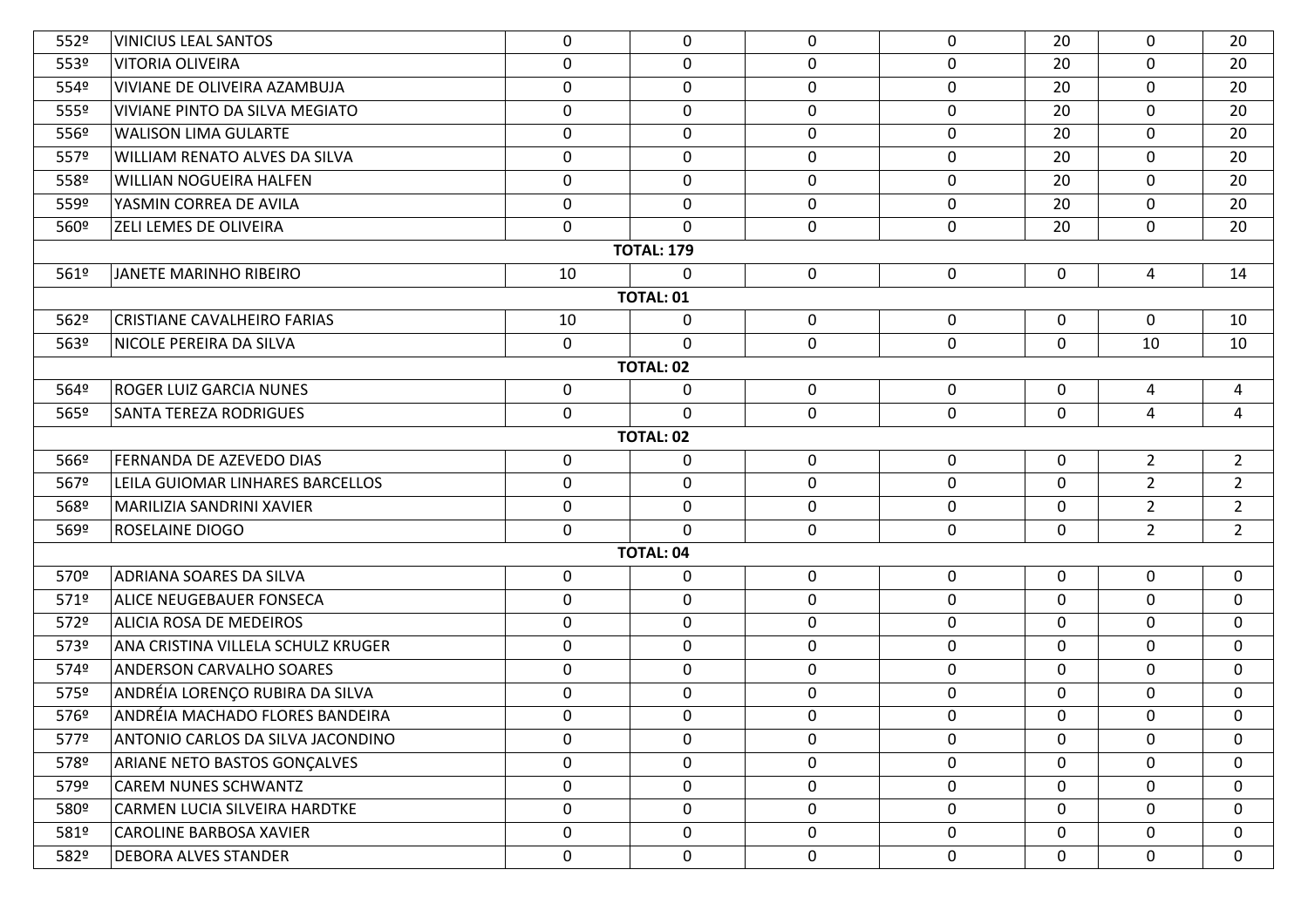| | | | | | | | | |
|---|---|---|---|---|---|---|---|---|
| 552º | VINICIUS LEAL SANTOS | 0 | 0 | 0 | 0 | 20 | 0 | 20 |
| 553º | VITORIA OLIVEIRA | 0 | 0 | 0 | 0 | 20 | 0 | 20 |
| 554º | VIVIANE DE OLIVEIRA AZAMBUJA | 0 | 0 | 0 | 0 | 20 | 0 | 20 |
| 555º | VIVIANE PINTO DA SILVA MEGIATO | 0 | 0 | 0 | 0 | 20 | 0 | 20 |
| 556º | WALISON LIMA GULARTE | 0 | 0 | 0 | 0 | 20 | 0 | 20 |
| 557º | WILLIAM RENATO ALVES DA SILVA | 0 | 0 | 0 | 0 | 20 | 0 | 20 |
| 558º | WILLIAN NOGUEIRA HALFEN | 0 | 0 | 0 | 0 | 20 | 0 | 20 |
| 559º | YASMIN CORREA DE AVILA | 0 | 0 | 0 | 0 | 20 | 0 | 20 |
| 560º | ZELI LEMES DE OLIVEIRA | 0 | 0 | 0 | 0 | 20 | 0 | 20 |
| | | | **TOTAL: 179** | | | | | |
| 561º | JANETE MARINHO RIBEIRO | 10 | 0 | 0 | 0 | 0 | 4 | 14 |
| | | | **TOTAL: 01** | | | | | |
| 562º | CRISTIANE CAVALHEIRO FARIAS | 10 | 0 | 0 | 0 | 0 | 0 | 10 |
| 563º | NICOLE PEREIRA DA SILVA | 0 | 0 | 0 | 0 | 0 | 10 | 10 |
| | | | **TOTAL: 02** | | | | | |
| 564º | ROGER LUIZ GARCIA NUNES | 0 | 0 | 0 | 0 | 0 | 4 | 4 |
| 565º | SANTA TEREZA RODRIGUES | 0 | 0 | 0 | 0 | 0 | 4 | 4 |
| | | | **TOTAL: 02** | | | | | |
| 566º | FERNANDA DE AZEVEDO DIAS | 0 | 0 | 0 | 0 | 0 | 2 | 2 |
| 567º | LEILA GUIOMAR LINHARES BARCELLOS | 0 | 0 | 0 | 0 | 0 | 2 | 2 |
| 568º | MARILIZIA SANDRINI XAVIER | 0 | 0 | 0 | 0 | 0 | 2 | 2 |
| 569º | ROSELAINE DIOGO | 0 | 0 | 0 | 0 | 0 | 2 | 2 |
| | | | **TOTAL: 04** | | | | | |
| 570º | ADRIANA SOARES DA SILVA | 0 | 0 | 0 | 0 | 0 | 0 | 0 |
| 571º | ALICE NEUGEBAUER FONSECA | 0 | 0 | 0 | 0 | 0 | 0 | 0 |
| 572º | ALICIA ROSA DE MEDEIROS | 0 | 0 | 0 | 0 | 0 | 0 | 0 |
| 573º | ANA CRISTINA VILLELA SCHULZ KRUGER | 0 | 0 | 0 | 0 | 0 | 0 | 0 |
| 574º | ANDERSON CARVALHO SOARES | 0 | 0 | 0 | 0 | 0 | 0 | 0 |
| 575º | ANDRÉIA LORENÇO RUBIRA DA SILVA | 0 | 0 | 0 | 0 | 0 | 0 | 0 |
| 576º | ANDRÉIA MACHADO FLORES BANDEIRA | 0 | 0 | 0 | 0 | 0 | 0 | 0 |
| 577º | ANTONIO CARLOS DA SILVA JACONDINO | 0 | 0 | 0 | 0 | 0 | 0 | 0 |
| 578º | ARIANE NETO BASTOS GONÇALVES | 0 | 0 | 0 | 0 | 0 | 0 | 0 |
| 579º | CAREM NUNES SCHWANTZ | 0 | 0 | 0 | 0 | 0 | 0 | 0 |
| 580º | CARMEN LUCIA SILVEIRA HARDTKE | 0 | 0 | 0 | 0 | 0 | 0 | 0 |
| 581º | CAROLINE BARBOSA XAVIER | 0 | 0 | 0 | 0 | 0 | 0 | 0 |
| 582º | DEBORA ALVES STANDER | 0 | 0 | 0 | 0 | 0 | 0 | 0 |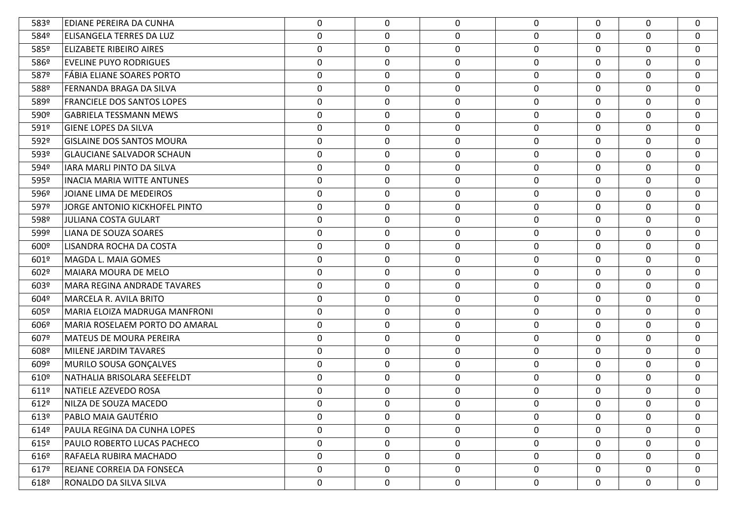| | | | | | | | | |
|---|---|---|---|---|---|---|---|---|
| 583º | EDIANE PEREIRA DA CUNHA | 0 | 0 | 0 | 0 | 0 | 0 | 0 |
| 584º | ELISANGELA TERRES DA LUZ | 0 | 0 | 0 | 0 | 0 | 0 | 0 |
| 585º | ELIZABETE RIBEIRO AIRES | 0 | 0 | 0 | 0 | 0 | 0 | 0 |
| 586º | EVELINE PUYO RODRIGUES | 0 | 0 | 0 | 0 | 0 | 0 | 0 |
| 587º | FÁBIA ELIANE SOARES PORTO | 0 | 0 | 0 | 0 | 0 | 0 | 0 |
| 588º | FERNANDA BRAGA DA SILVA | 0 | 0 | 0 | 0 | 0 | 0 | 0 |
| 589º | FRANCIELE DOS SANTOS LOPES | 0 | 0 | 0 | 0 | 0 | 0 | 0 |
| 590º | GABRIELA TESSMANN MEWS | 0 | 0 | 0 | 0 | 0 | 0 | 0 |
| 591º | GIENE LOPES DA SILVA | 0 | 0 | 0 | 0 | 0 | 0 | 0 |
| 592º | GISLAINE DOS SANTOS MOURA | 0 | 0 | 0 | 0 | 0 | 0 | 0 |
| 593º | GLAUCIANE SALVADOR SCHAUN | 0 | 0 | 0 | 0 | 0 | 0 | 0 |
| 594º | IARA MARLI PINTO DA SILVA | 0 | 0 | 0 | 0 | 0 | 0 | 0 |
| 595º | INACIA MARIA WITTE ANTUNES | 0 | 0 | 0 | 0 | 0 | 0 | 0 |
| 596º | JOIANE LIMA DE MEDEIROS | 0 | 0 | 0 | 0 | 0 | 0 | 0 |
| 597º | JORGE ANTONIO KICKHOFEL PINTO | 0 | 0 | 0 | 0 | 0 | 0 | 0 |
| 598º | JULIANA COSTA GULART | 0 | 0 | 0 | 0 | 0 | 0 | 0 |
| 599º | LIANA DE SOUZA SOARES | 0 | 0 | 0 | 0 | 0 | 0 | 0 |
| 600º | LISANDRA ROCHA DA COSTA | 0 | 0 | 0 | 0 | 0 | 0 | 0 |
| 601º | MAGDA L. MAIA GOMES | 0 | 0 | 0 | 0 | 0 | 0 | 0 |
| 602º | MAIARA MOURA DE MELO | 0 | 0 | 0 | 0 | 0 | 0 | 0 |
| 603º | MARA REGINA ANDRADE TAVARES | 0 | 0 | 0 | 0 | 0 | 0 | 0 |
| 604º | MARCELA R. AVILA BRITO | 0 | 0 | 0 | 0 | 0 | 0 | 0 |
| 605º | MARIA ELOIZA MADRUGA MANFRONI | 0 | 0 | 0 | 0 | 0 | 0 | 0 |
| 606º | MARIA ROSELAEM PORTO DO AMARAL | 0 | 0 | 0 | 0 | 0 | 0 | 0 |
| 607º | MATEUS DE MOURA PEREIRA | 0 | 0 | 0 | 0 | 0 | 0 | 0 |
| 608º | MILENE JARDIM TAVARES | 0 | 0 | 0 | 0 | 0 | 0 | 0 |
| 609º | MURILO SOUSA GONÇALVES | 0 | 0 | 0 | 0 | 0 | 0 | 0 |
| 610º | NATHALIA BRISOLARA SEEFELDT | 0 | 0 | 0 | 0 | 0 | 0 | 0 |
| 611º | NATIELE AZEVEDO ROSA | 0 | 0 | 0 | 0 | 0 | 0 | 0 |
| 612º | NILZA DE SOUZA MACEDO | 0 | 0 | 0 | 0 | 0 | 0 | 0 |
| 613º | PABLO MAIA GAUTÉRIO | 0 | 0 | 0 | 0 | 0 | 0 | 0 |
| 614º | PAULA REGINA DA CUNHA LOPES | 0 | 0 | 0 | 0 | 0 | 0 | 0 |
| 615º | PAULO ROBERTO LUCAS PACHECO | 0 | 0 | 0 | 0 | 0 | 0 | 0 |
| 616º | RAFAELA RUBIRA MACHADO | 0 | 0 | 0 | 0 | 0 | 0 | 0 |
| 617º | REJANE CORREIA DA FONSECA | 0 | 0 | 0 | 0 | 0 | 0 | 0 |
| 618º | RONALDO DA SILVA SILVA | 0 | 0 | 0 | 0 | 0 | 0 | 0 |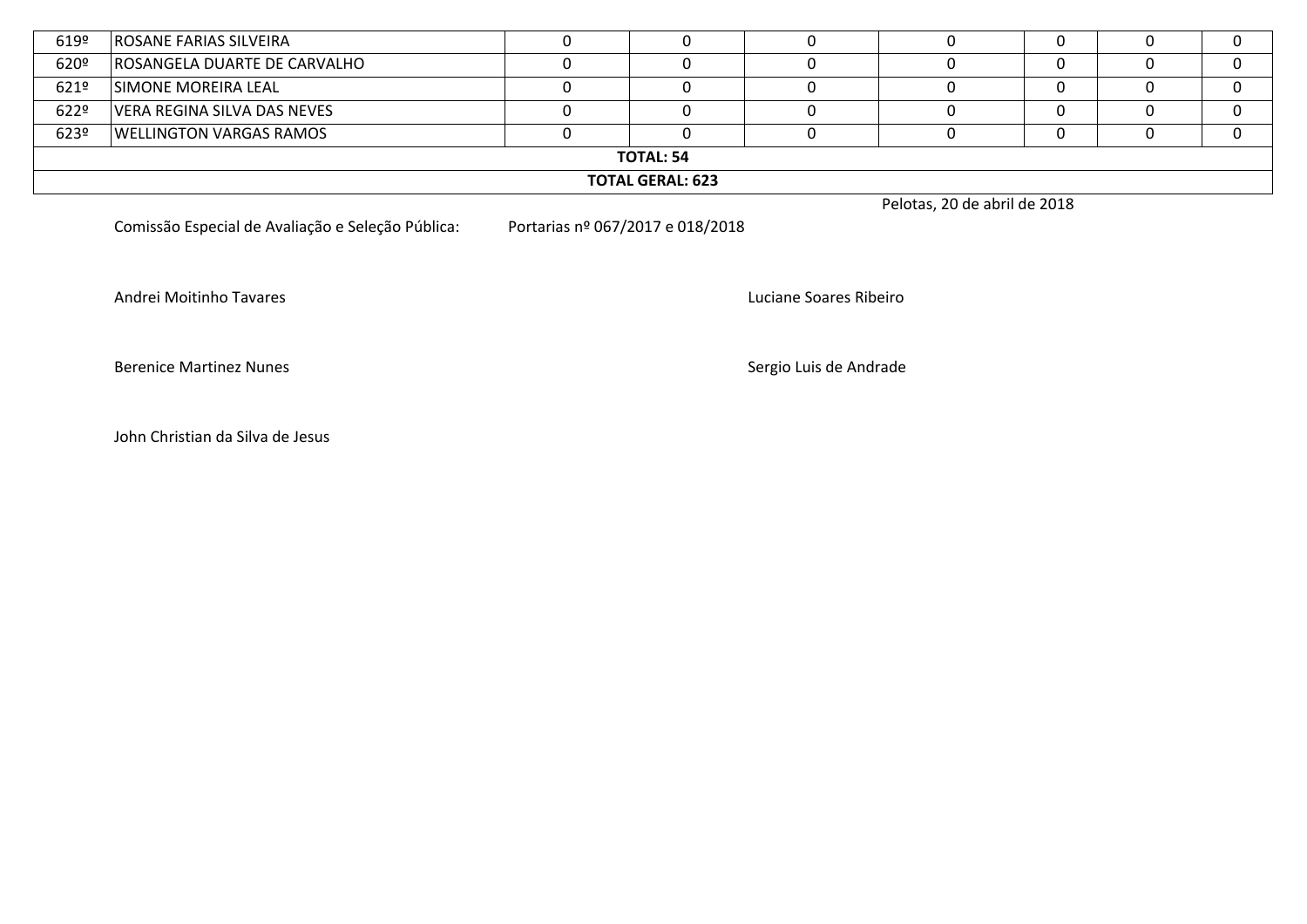| | | | | | | | | |
|---|---|---|---|---|---|---|---|---|
| 619º | ROSANE FARIAS SILVEIRA | 0 | 0 | 0 | 0 | 0 | 0 | 0 |
| 620º | ROSANGELA DUARTE DE CARVALHO | 0 | 0 | 0 | 0 | 0 | 0 | 0 |
| 621º | SIMONE MOREIRA LEAL | 0 | 0 | 0 | 0 | 0 | 0 | 0 |
| 622º | VERA REGINA SILVA DAS NEVES | 0 | 0 | 0 | 0 | 0 | 0 | 0 |
| 623º | WELLINGTON VARGAS RAMOS | 0 | 0 | 0 | 0 | 0 | 0 | 0 |
| **TOTAL: 54** | | | | | | | | |
| **TOTAL GERAL: 623** | | | | | | | | |

Pelotas, 20 de abril de 2018

Comissão Especial de Avaliação e Seleção Pública: Portarias nº 067/2017 e 018/2018

Andrei Moitinho Tavares

Luciane Soares Ribeiro

Berenice Martinez Nunes

Sergio Luis de Andrade

John Christian da Silva de Jesus